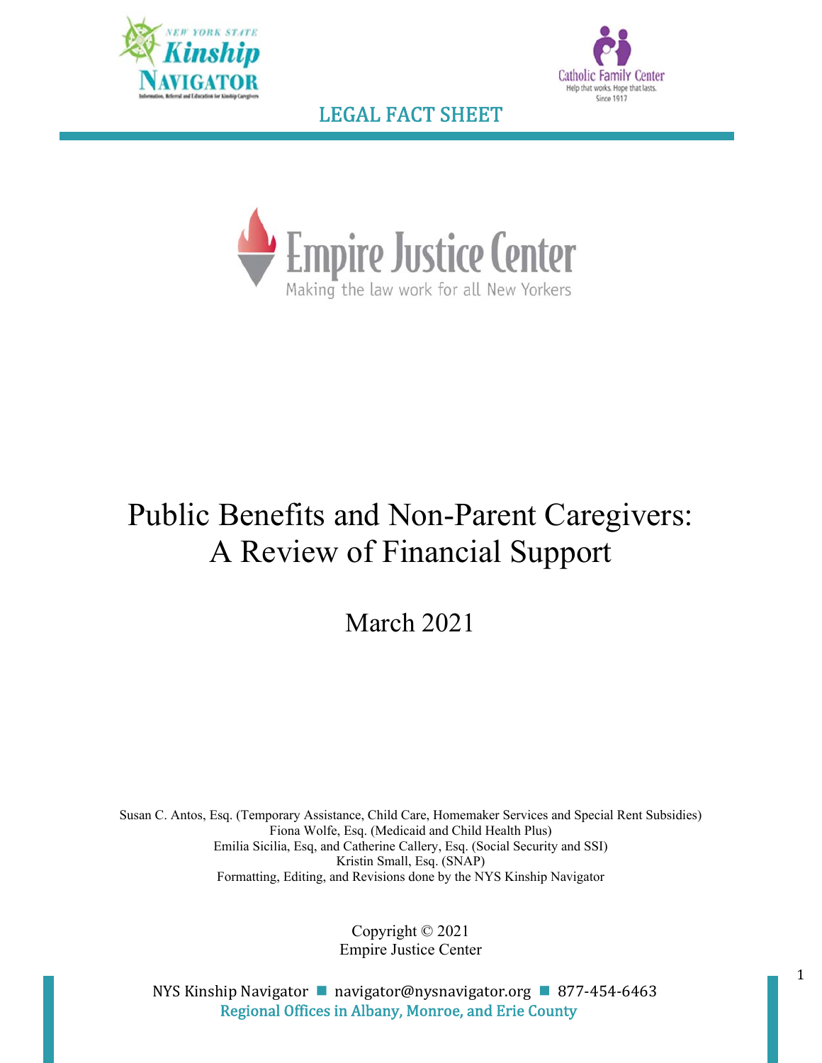LEGAL FACT SHEET

Empire Justice Center

Making the law work for all New Yorkers

# Public Benefits and Non-Parent Caregivers: A Review of Financial Support

March 2021

Susan C. Antos, Esq. (Temporary Assistance, Child Care, Homemaker Services and Special Rent Subsidies)
Fiona Wolfe, Esq. (Medicaid and Child Health Plus)
Emilia Sicilia, Esq, and Catherine Callery, Esq. (Social Security and SSI)
Kristin Small, Esq. (SNAP)
Formatting, Editing, and Revisions done by the NYS Kinship Navigator

Copyright © 2021
Empire Justice Center

NYS Kinship Navigator ■ navigator@nysnavigator.org ■ 877-454-6463
Regional Offices in Albany, Monroe, and Erie County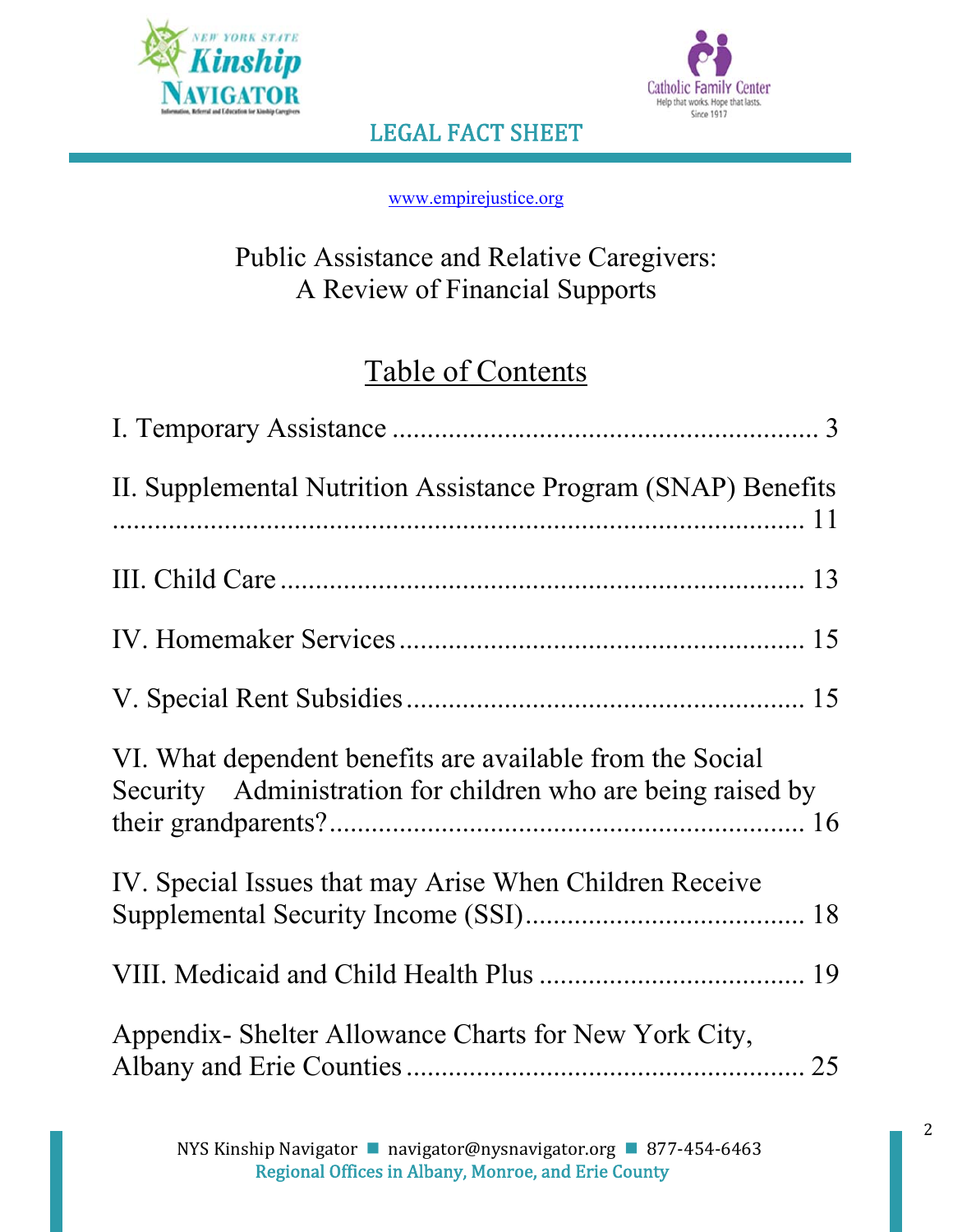LEGAL FACT SHEET

www.empirejustice.org

# Public Assistance and Relative Caregivers: A Review of Financial Supports

## Table of Contents

I. Temporary Assistance ............................................................ 3

II. Supplemental Nutrition Assistance Program (SNAP) Benefits ........................................................................................ 11

III. Child Care ........................................................................ 13

IV. Homemaker Services ........................................................ 15

V. Special Rent Subsidies ....................................................... 15

VI. What dependent benefits are available from the Social Security Administration for children who are being raised by their grandparents? ................................................................. 16

IV. Special Issues that may Arise When Children Receive Supplemental Security Income (SSI) ....................................... 18

VIII. Medicaid and Child Health Plus ...................................... 19

Appendix- Shelter Allowance Charts for New York City, Albany and Erie Counties ...................................................... 25

NYS Kinship Navigator ■ navigator@nysnavigator.org ■ 877-454-6463
Regional Offices in Albany, Monroe, and Erie County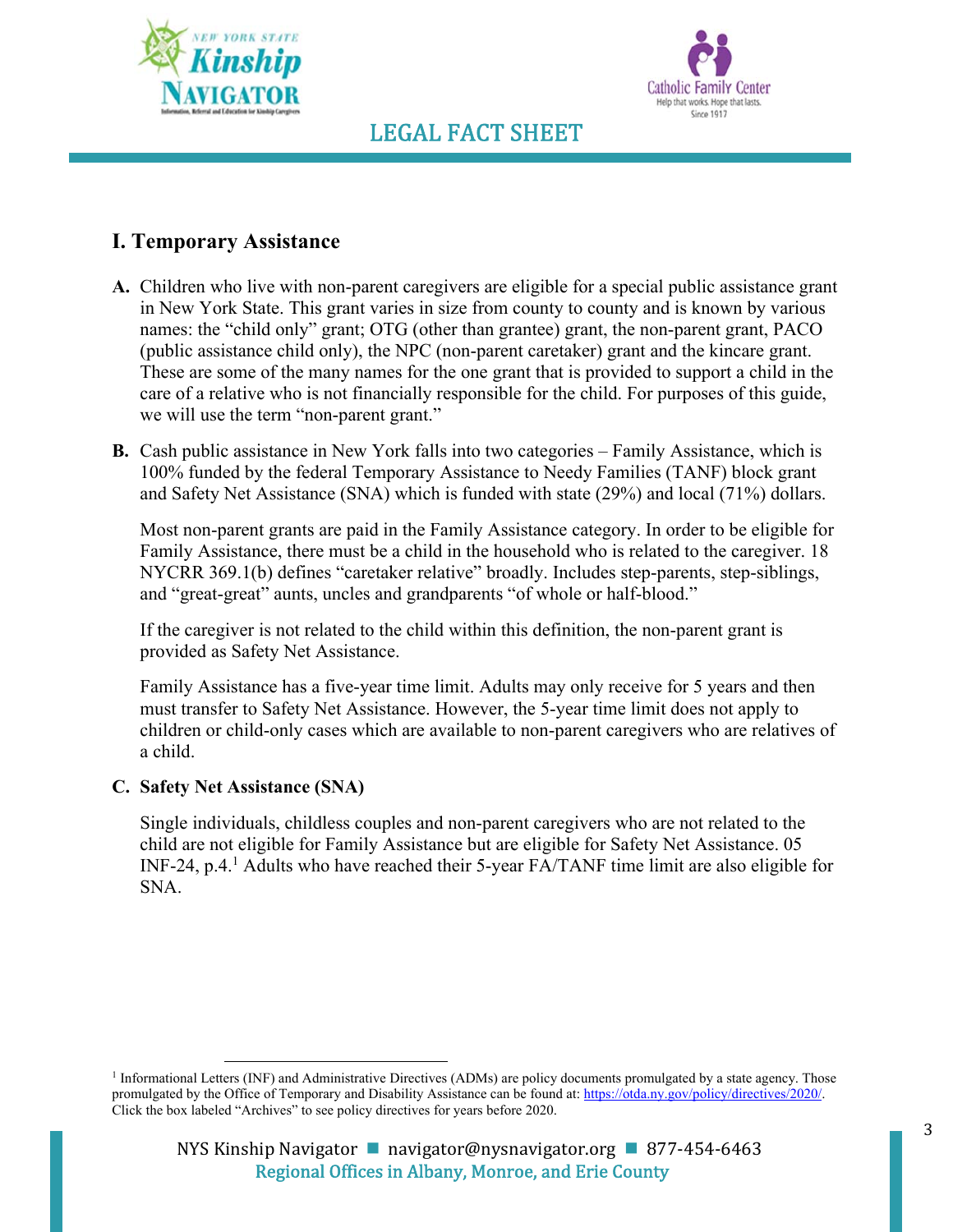LEGAL FACT SHEET

## I. Temporary Assistance

**A.** Children who live with non-parent caregivers are eligible for a special public assistance grant in New York State. This grant varies in size from county to county and is known by various names: the "child only" grant; OTG (other than grantee) grant, the non-parent grant, PACO (public assistance child only), the NPC (non-parent caretaker) grant and the kincare grant. These are some of the many names for the one grant that is provided to support a child in the care of a relative who is not financially responsible for the child. For purposes of this guide, we will use the term "non-parent grant."

**B.** Cash public assistance in New York falls into two categories – Family Assistance, which is 100% funded by the federal Temporary Assistance to Needy Families (TANF) block grant and Safety Net Assistance (SNA) which is funded with state (29%) and local (71%) dollars.

Most non-parent grants are paid in the Family Assistance category. In order to be eligible for Family Assistance, there must be a child in the household who is related to the caregiver. 18 NYCRR 369.1(b) defines "caretaker relative" broadly. Includes step-parents, step-siblings, and "great-great" aunts, uncles and grandparents "of whole or half-blood."

If the caregiver is not related to the child within this definition, the non-parent grant is provided as Safety Net Assistance.

Family Assistance has a five-year time limit. Adults may only receive for 5 years and then must transfer to Safety Net Assistance. However, the 5-year time limit does not apply to children or child-only cases which are available to non-parent caregivers who are relatives of a child.

**C. Safety Net Assistance (SNA)**

Single individuals, childless couples and non-parent caregivers who are not related to the child are not eligible for Family Assistance but are eligible for Safety Net Assistance. 05 INF-24, p.4.[1] Adults who have reached their 5-year FA/TANF time limit are also eligible for SNA.

---

[1] Informational Letters (INF) and Administrative Directives (ADMs) are policy documents promulgated by a state agency. Those promulgated by the Office of Temporary and Disability Assistance can be found at: https://otda.ny.gov/policy/directives/2020/. Click the box labeled "Archives" to see policy directives for years before 2020.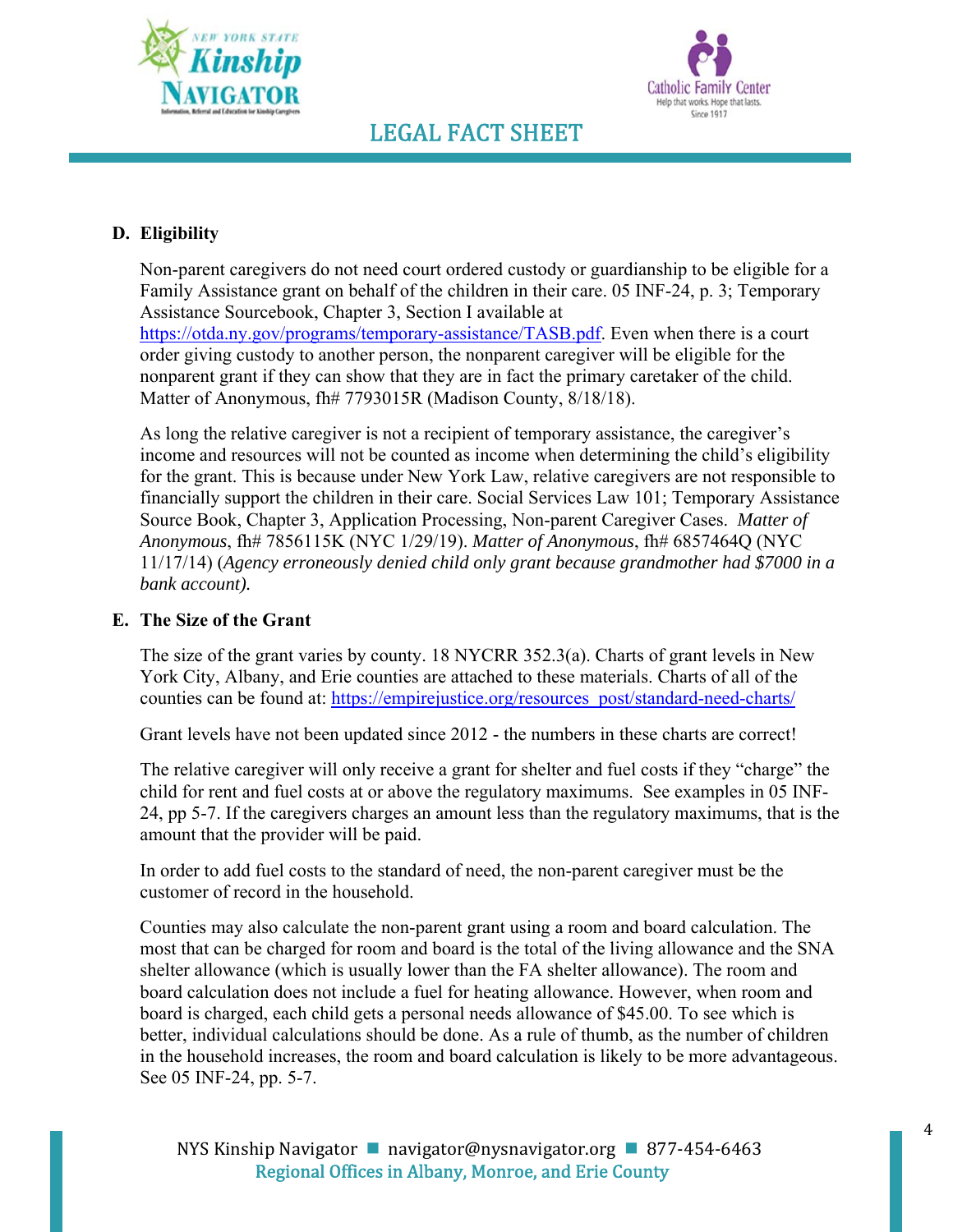### D. Eligibility

Non-parent caregivers do not need court ordered custody or guardianship to be eligible for a Family Assistance grant on behalf of the children in their care. 05 INF-24, p. 3; Temporary Assistance Sourcebook, Chapter 3, Section I available at https://otda.ny.gov/programs/temporary-assistance/TASB.pdf. Even when there is a court order giving custody to another person, the nonparent caregiver will be eligible for the nonparent grant if they can show that they are in fact the primary caretaker of the child. Matter of Anonymous, fh# 7793015R (Madison County, 8/18/18).

As long the relative caregiver is not a recipient of temporary assistance, the caregiver's income and resources will not be counted as income when determining the child's eligibility for the grant. This is because under New York Law, relative caregivers are not responsible to financially support the children in their care. Social Services Law 101; Temporary Assistance Source Book, Chapter 3, Application Processing, Non-parent Caregiver Cases. *Matter of Anonymous*, fh# 7856115K (NYC 1/29/19). *Matter of Anonymous*, fh# 6857464Q (NYC 11/17/14) (*Agency erroneously denied child only grant because grandmother had $7000 in a bank account).*

### E. The Size of the Grant

The size of the grant varies by county. 18 NYCRR 352.3(a). Charts of grant levels in New York City, Albany, and Erie counties are attached to these materials. Charts of all of the counties can be found at: https://empirejustice.org/resources_post/standard-need-charts/

Grant levels have not been updated since 2012 - the numbers in these charts are correct!

The relative caregiver will only receive a grant for shelter and fuel costs if they "charge" the child for rent and fuel costs at or above the regulatory maximums. See examples in 05 INF-24, pp 5-7. If the caregivers charges an amount less than the regulatory maximums, that is the amount that the provider will be paid.

In order to add fuel costs to the standard of need, the non-parent caregiver must be the customer of record in the household.

Counties may also calculate the non-parent grant using a room and board calculation. The most that can be charged for room and board is the total of the living allowance and the SNA shelter allowance (which is usually lower than the FA shelter allowance). The room and board calculation does not include a fuel for heating allowance. However, when room and board is charged, each child gets a personal needs allowance of $45.00. To see which is better, individual calculations should be done. As a rule of thumb, as the number of children in the household increases, the room and board calculation is likely to be more advantageous. See 05 INF-24, pp. 5-7.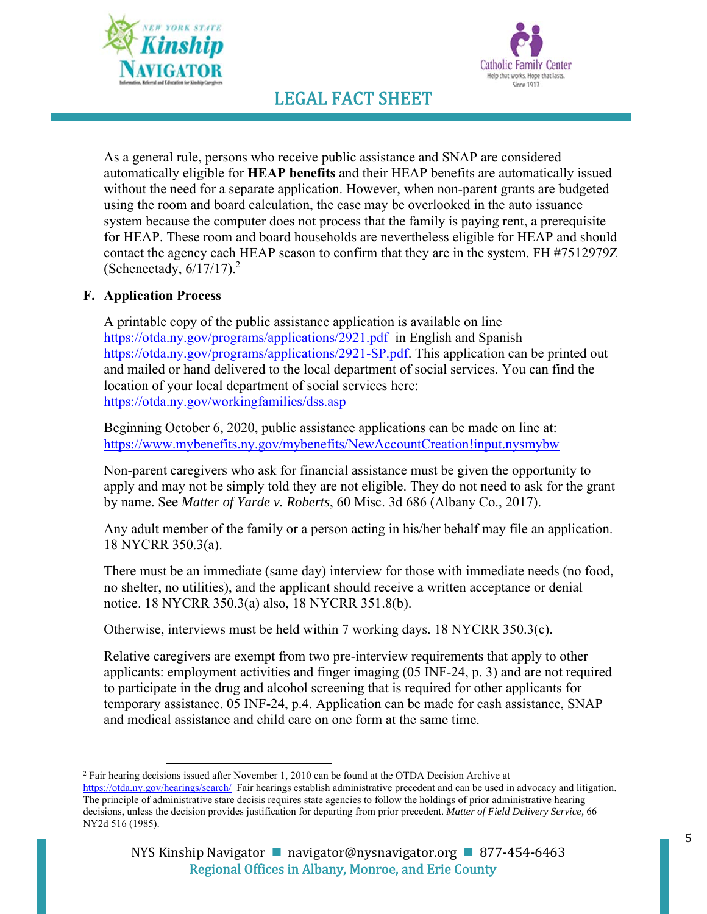As a general rule, persons who receive public assistance and SNAP are considered automatically eligible for **HEAP benefits** and their HEAP benefits are automatically issued without the need for a separate application. However, when non-parent grants are budgeted using the room and board calculation, the case may be overlooked in the auto issuance system because the computer does not process that the family is paying rent, a prerequisite for HEAP. These room and board households are nevertheless eligible for HEAP and should contact the agency each HEAP season to confirm that they are in the system. FH #7512979Z (Schenectady, 6/17/17).[2]

### F. Application Process

A printable copy of the public assistance application is available on line https://otda.ny.gov/programs/applications/2921.pdf in English and Spanish https://otda.ny.gov/programs/applications/2921-SP.pdf. This application can be printed out and mailed or hand delivered to the local department of social services. You can find the location of your local department of social services here: https://otda.ny.gov/workingfamilies/dss.asp

Beginning October 6, 2020, public assistance applications can be made on line at: https://www.mybenefits.ny.gov/mybenefits/NewAccountCreation!input.nysmybw

Non-parent caregivers who ask for financial assistance must be given the opportunity to apply and may not be simply told they are not eligible. They do not need to ask for the grant by name. See *Matter of Yarde v. Roberts*, 60 Misc. 3d 686 (Albany Co., 2017).

Any adult member of the family or a person acting in his/her behalf may file an application. 18 NYCRR 350.3(a).

There must be an immediate (same day) interview for those with immediate needs (no food, no shelter, no utilities), and the applicant should receive a written acceptance or denial notice. 18 NYCRR 350.3(a) also, 18 NYCRR 351.8(b).

Otherwise, interviews must be held within 7 working days. 18 NYCRR 350.3(c).

Relative caregivers are exempt from two pre-interview requirements that apply to other applicants: employment activities and finger imaging (05 INF-24, p. 3) and are not required to participate in the drug and alcohol screening that is required for other applicants for temporary assistance. 05 INF-24, p.4. Application can be made for cash assistance, SNAP and medical assistance and child care on one form at the same time.

---

[2] Fair hearing decisions issued after November 1, 2010 can be found at the OTDA Decision Archive at https://otda.ny.gov/hearings/search/ Fair hearings establish administrative precedent and can be used in advocacy and litigation. The principle of administrative stare decisis requires state agencies to follow the holdings of prior administrative hearing decisions, unless the decision provides justification for departing from prior precedent. *Matter of Field Delivery Service*, 66 NY2d 516 (1985).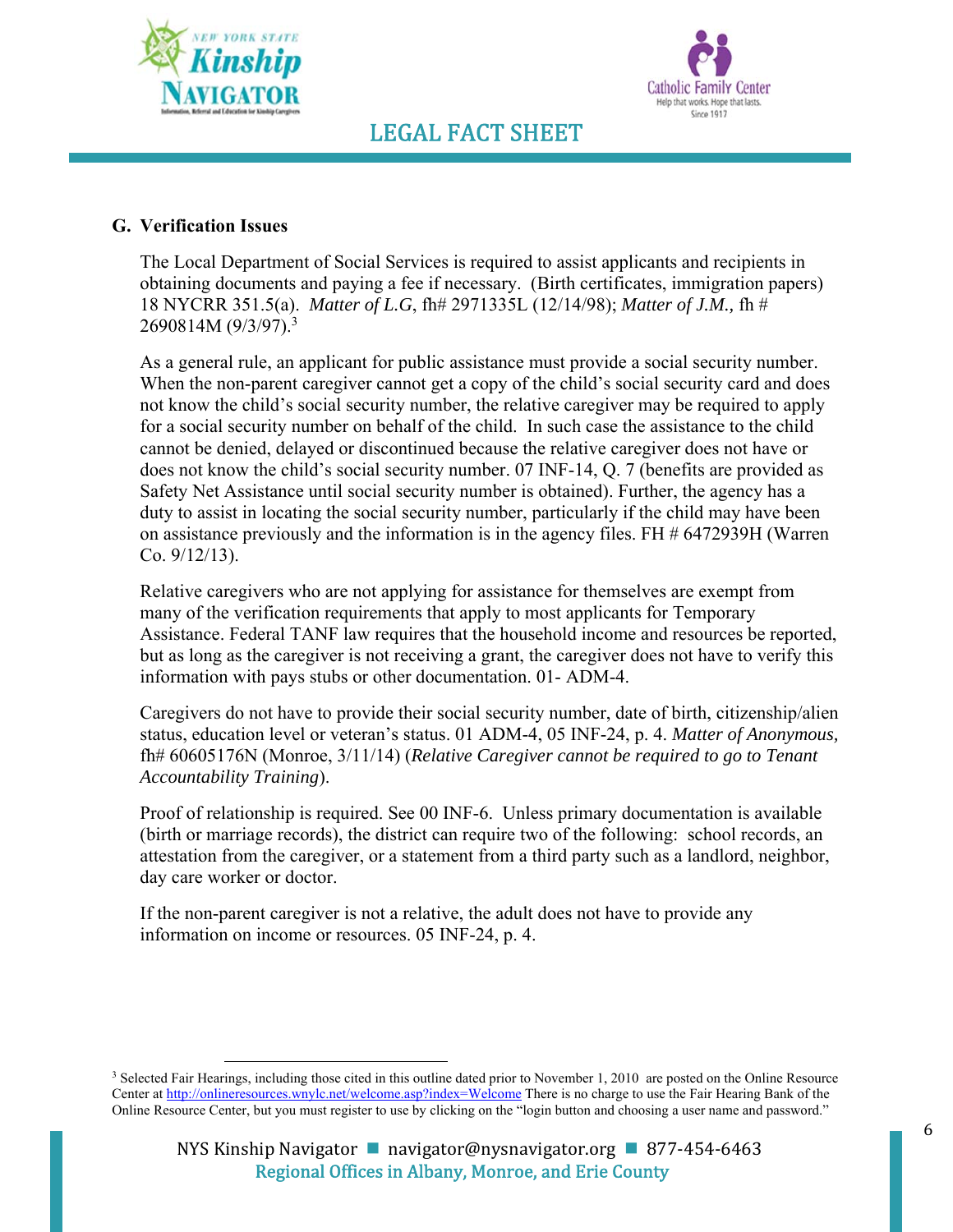## G. Verification Issues

The Local Department of Social Services is required to assist applicants and recipients in obtaining documents and paying a fee if necessary. (Birth certificates, immigration papers) 18 NYCRR 351.5(a). *Matter of L.G*, fh# 2971335L (12/14/98); *Matter of J.M.,* fh # 2690814M (9/3/97).[3]

As a general rule, an applicant for public assistance must provide a social security number. When the non-parent caregiver cannot get a copy of the child's social security card and does not know the child's social security number, the relative caregiver may be required to apply for a social security number on behalf of the child. In such case the assistance to the child cannot be denied, delayed or discontinued because the relative caregiver does not have or does not know the child's social security number. 07 INF-14, Q. 7 (benefits are provided as Safety Net Assistance until social security number is obtained). Further, the agency has a duty to assist in locating the social security number, particularly if the child may have been on assistance previously and the information is in the agency files. FH # 6472939H (Warren Co. 9/12/13).

Relative caregivers who are not applying for assistance for themselves are exempt from many of the verification requirements that apply to most applicants for Temporary Assistance. Federal TANF law requires that the household income and resources be reported, but as long as the caregiver is not receiving a grant, the caregiver does not have to verify this information with pays stubs or other documentation. 01- ADM-4.

Caregivers do not have to provide their social security number, date of birth, citizenship/alien status, education level or veteran's status. 01 ADM-4, 05 INF-24, p. 4. *Matter of Anonymous,* fh# 60605176N (Monroe, 3/11/14) (*Relative Caregiver cannot be required to go to Tenant Accountability Training*).

Proof of relationship is required. See 00 INF-6. Unless primary documentation is available (birth or marriage records), the district can require two of the following: school records, an attestation from the caregiver, or a statement from a third party such as a landlord, neighbor, day care worker or doctor.

If the non-parent caregiver is not a relative, the adult does not have to provide any information on income or resources. 05 INF-24, p. 4.

---

[3] Selected Fair Hearings, including those cited in this outline dated prior to November 1, 2010 are posted on the Online Resource Center at http://onlineresources.wnylc.net/welcome.asp?index=Welcome There is no charge to use the Fair Hearing Bank of the Online Resource Center, but you must register to use by clicking on the "login button and choosing a user name and password."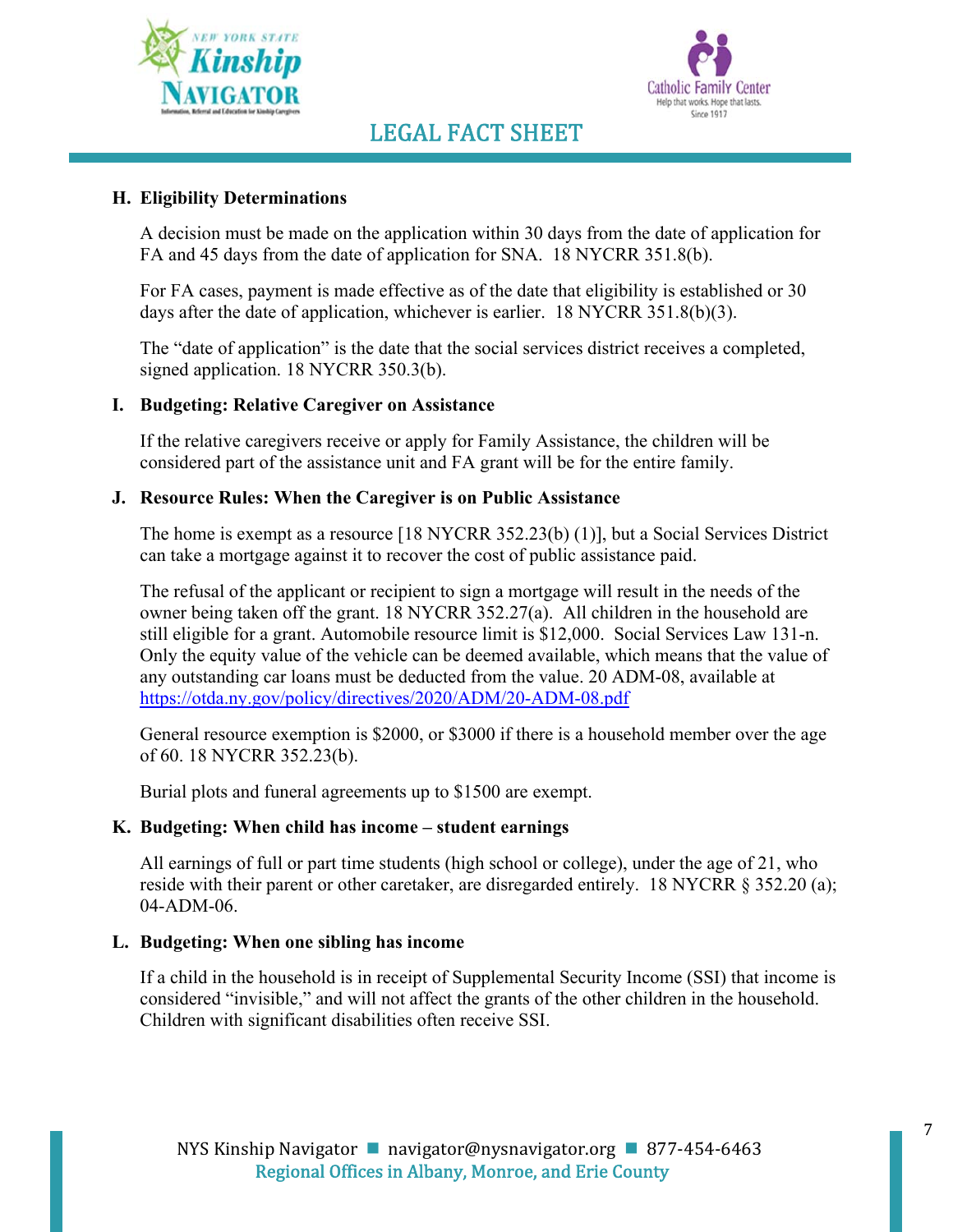### H. Eligibility Determinations

A decision must be made on the application within 30 days from the date of application for FA and 45 days from the date of application for SNA. 18 NYCRR 351.8(b).

For FA cases, payment is made effective as of the date that eligibility is established or 30 days after the date of application, whichever is earlier. 18 NYCRR 351.8(b)(3).

The "date of application" is the date that the social services district receives a completed, signed application. 18 NYCRR 350.3(b).

### I. Budgeting: Relative Caregiver on Assistance

If the relative caregivers receive or apply for Family Assistance, the children will be considered part of the assistance unit and FA grant will be for the entire family.

### J. Resource Rules: When the Caregiver is on Public Assistance

The home is exempt as a resource [18 NYCRR 352.23(b) (1)], but a Social Services District can take a mortgage against it to recover the cost of public assistance paid.

The refusal of the applicant or recipient to sign a mortgage will result in the needs of the owner being taken off the grant. 18 NYCRR 352.27(a). All children in the household are still eligible for a grant. Automobile resource limit is $12,000. Social Services Law 131-n. Only the equity value of the vehicle can be deemed available, which means that the value of any outstanding car loans must be deducted from the value. 20 ADM-08, available at https://otda.ny.gov/policy/directives/2020/ADM/20-ADM-08.pdf

General resource exemption is $2000, or $3000 if there is a household member over the age of 60. 18 NYCRR 352.23(b).

Burial plots and funeral agreements up to $1500 are exempt.

### K. Budgeting: When child has income – student earnings

All earnings of full or part time students (high school or college), under the age of 21, who reside with their parent or other caretaker, are disregarded entirely. 18 NYCRR § 352.20 (a); 04-ADM-06.

### L. Budgeting: When one sibling has income

If a child in the household is in receipt of Supplemental Security Income (SSI) that income is considered "invisible," and will not affect the grants of the other children in the household. Children with significant disabilities often receive SSI.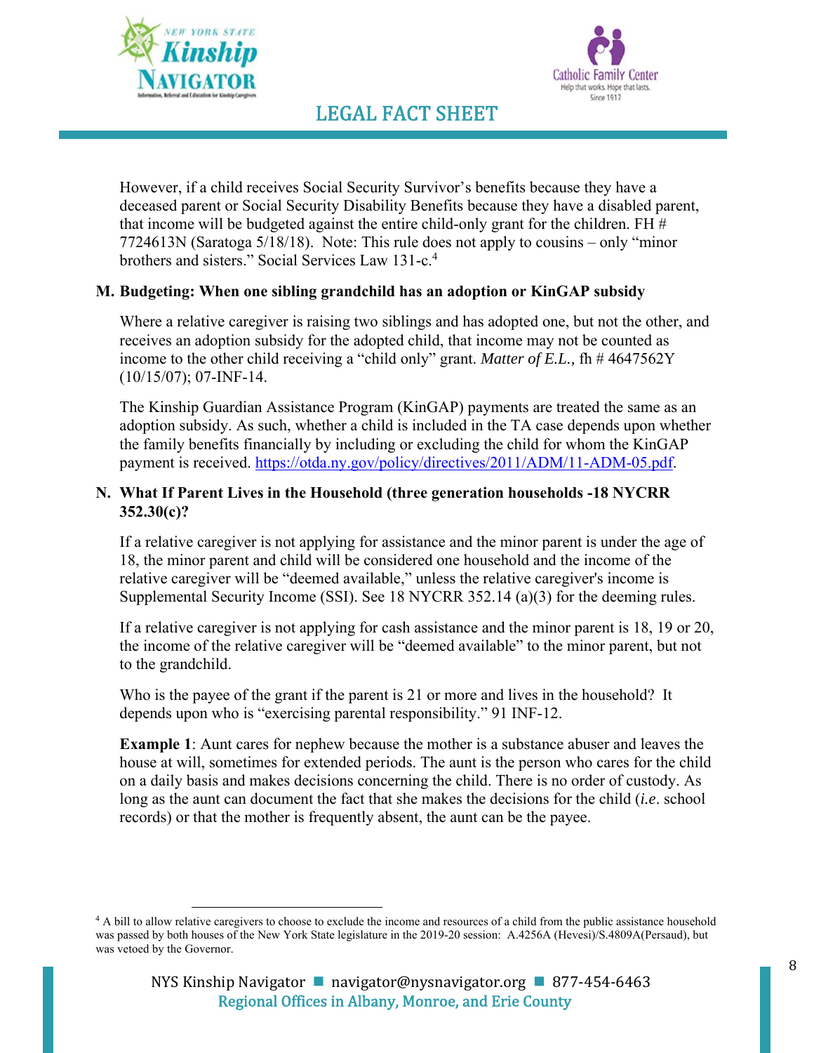However, if a child receives Social Security Survivor's benefits because they have a deceased parent or Social Security Disability Benefits because they have a disabled parent, that income will be budgeted against the entire child-only grant for the children. FH # 7724613N (Saratoga 5/18/18). Note: This rule does not apply to cousins – only "minor brothers and sisters." Social Services Law 131-c.[4]

**M. Budgeting: When one sibling grandchild has an adoption or KinGAP subsidy**

Where a relative caregiver is raising two siblings and has adopted one, but not the other, and receives an adoption subsidy for the adopted child, that income may not be counted as income to the other child receiving a "child only" grant. *Matter of E.L.,* fh # 4647562Y (10/15/07); 07-INF-14.

The Kinship Guardian Assistance Program (KinGAP) payments are treated the same as an adoption subsidy. As such, whether a child is included in the TA case depends upon whether the family benefits financially by including or excluding the child for whom the KinGAP payment is received. https://otda.ny.gov/policy/directives/2011/ADM/11-ADM-05.pdf.

**N. What If Parent Lives in the Household (three generation households -18 NYCRR 352.30(c)?**

If a relative caregiver is not applying for assistance and the minor parent is under the age of 18, the minor parent and child will be considered one household and the income of the relative caregiver will be "deemed available," unless the relative caregiver's income is Supplemental Security Income (SSI). See 18 NYCRR 352.14 (a)(3) for the deeming rules.

If a relative caregiver is not applying for cash assistance and the minor parent is 18, 19 or 20, the income of the relative caregiver will be "deemed available" to the minor parent, but not to the grandchild.

Who is the payee of the grant if the parent is 21 or more and lives in the household? It depends upon who is "exercising parental responsibility." 91 INF-12.

**Example 1**: Aunt cares for nephew because the mother is a substance abuser and leaves the house at will, sometimes for extended periods. The aunt is the person who cares for the child on a daily basis and makes decisions concerning the child. There is no order of custody. As long as the aunt can document the fact that she makes the decisions for the child (*i.e*. school records) or that the mother is frequently absent, the aunt can be the payee.

---

[4] A bill to allow relative caregivers to choose to exclude the income and resources of a child from the public assistance household was passed by both houses of the New York State legislature in the 2019-20 session: A.4256A (Hevesi)/S.4809A(Persaud), but was vetoed by the Governor.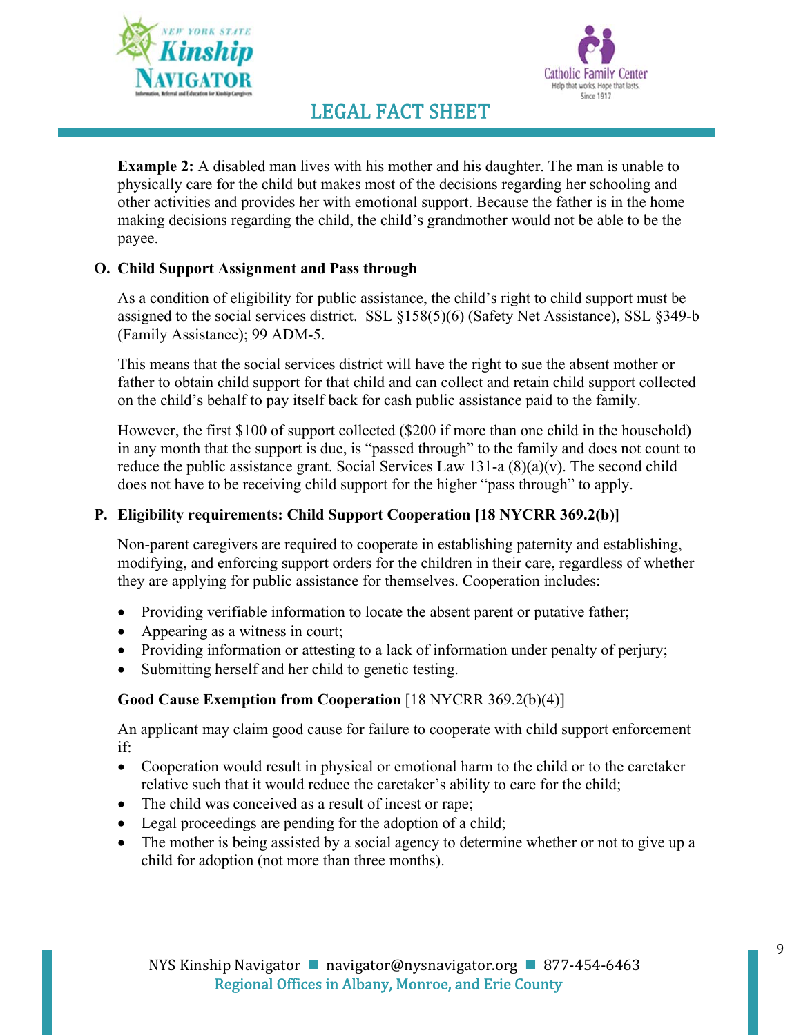**Example 2:** A disabled man lives with his mother and his daughter. The man is unable to physically care for the child but makes most of the decisions regarding her schooling and other activities and provides her with emotional support. Because the father is in the home making decisions regarding the child, the child's grandmother would not be able to be the payee.

### O. Child Support Assignment and Pass through

As a condition of eligibility for public assistance, the child's right to child support must be assigned to the social services district. SSL §158(5)(6) (Safety Net Assistance), SSL §349-b (Family Assistance); 99 ADM-5.

This means that the social services district will have the right to sue the absent mother or father to obtain child support for that child and can collect and retain child support collected on the child's behalf to pay itself back for cash public assistance paid to the family.

However, the first $100 of support collected ($200 if more than one child in the household) in any month that the support is due, is "passed through" to the family and does not count to reduce the public assistance grant. Social Services Law 131-a (8)(a)(v). The second child does not have to be receiving child support for the higher "pass through" to apply.

### P. Eligibility requirements: Child Support Cooperation [18 NYCRR 369.2(b)]

Non-parent caregivers are required to cooperate in establishing paternity and establishing, modifying, and enforcing support orders for the children in their care, regardless of whether they are applying for public assistance for themselves. Cooperation includes:

- Providing verifiable information to locate the absent parent or putative father;
- Appearing as a witness in court;
- Providing information or attesting to a lack of information under penalty of perjury;
- Submitting herself and her child to genetic testing.

**Good Cause Exemption from Cooperation** [18 NYCRR 369.2(b)(4)]

An applicant may claim good cause for failure to cooperate with child support enforcement if:

- Cooperation would result in physical or emotional harm to the child or to the caretaker relative such that it would reduce the caretaker's ability to care for the child;
- The child was conceived as a result of incest or rape;
- Legal proceedings are pending for the adoption of a child;
- The mother is being assisted by a social agency to determine whether or not to give up a child for adoption (not more than three months).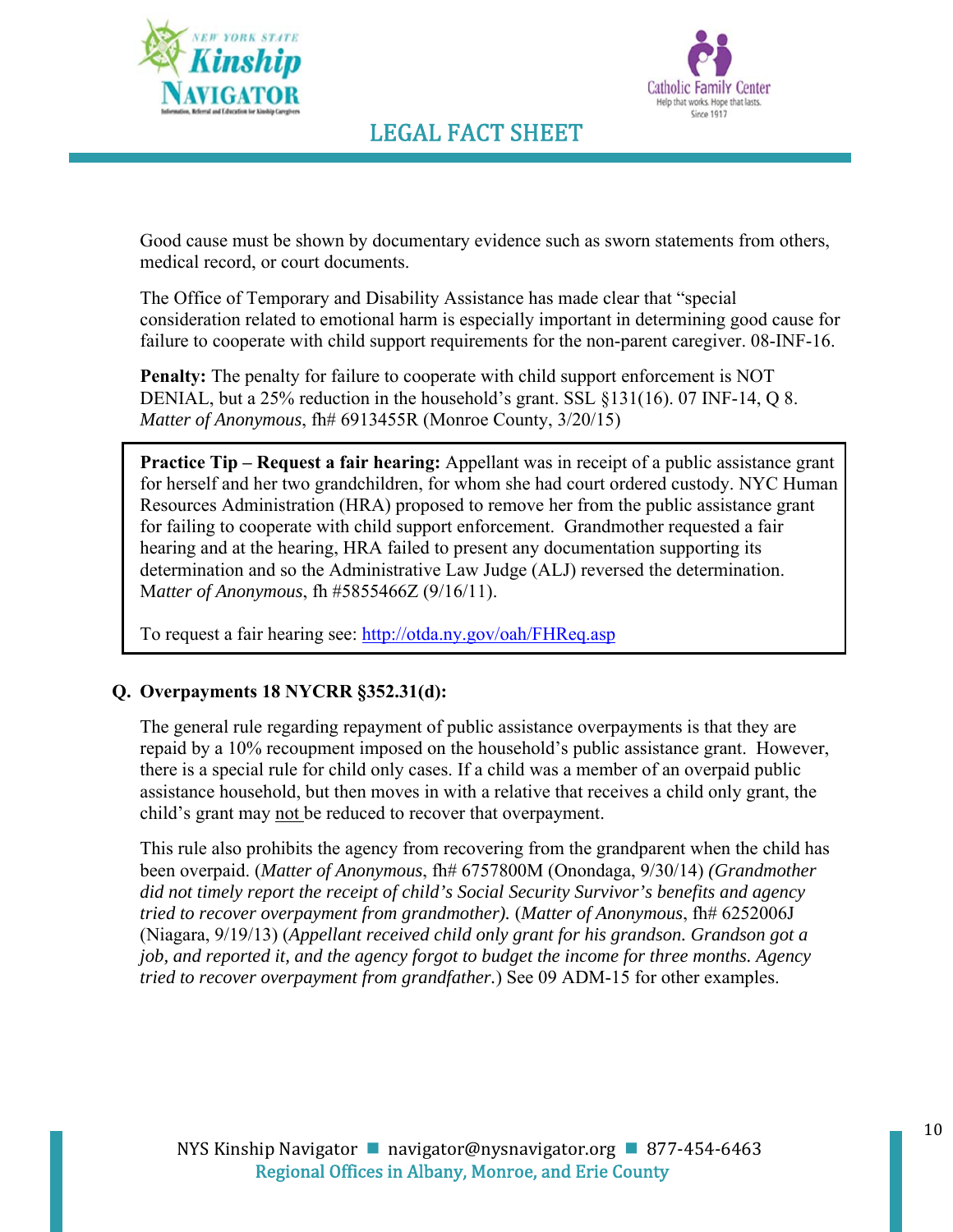Good cause must be shown by documentary evidence such as sworn statements from others, medical record, or court documents.

The Office of Temporary and Disability Assistance has made clear that "special consideration related to emotional harm is especially important in determining good cause for failure to cooperate with child support requirements for the non-parent caregiver. 08-INF-16.

**Penalty:** The penalty for failure to cooperate with child support enforcement is NOT DENIAL, but a 25% reduction in the household's grant. SSL §131(16). 07 INF-14, Q 8. *Matter of Anonymous*, fh# 6913455R (Monroe County, 3/20/15)

> **Practice Tip – Request a fair hearing:** Appellant was in receipt of a public assistance grant for herself and her two grandchildren, for whom she had court ordered custody. NYC Human Resources Administration (HRA) proposed to remove her from the public assistance grant for failing to cooperate with child support enforcement. Grandmother requested a fair hearing and at the hearing, HRA failed to present any documentation supporting its determination and so the Administrative Law Judge (ALJ) reversed the determination. M*atter of Anonymous*, fh #5855466Z (9/16/11).
>
> To request a fair hearing see: [http://otda.ny.gov/oah/FHReq.asp](http://otda.ny.gov/oah/FHReq.asp)

**Q. Overpayments 18 NYCRR §352.31(d):**

The general rule regarding repayment of public assistance overpayments is that they are repaid by a 10% recoupment imposed on the household's public assistance grant. However, there is a special rule for child only cases. If a child was a member of an overpaid public assistance household, but then moves in with a relative that receives a child only grant, the child's grant may not be reduced to recover that overpayment.

This rule also prohibits the agency from recovering from the grandparent when the child has been overpaid. (*Matter of Anonymous*, fh# 6757800M (Onondaga, 9/30/14) *(Grandmother did not timely report the receipt of child's Social Security Survivor's benefits and agency tried to recover overpayment from grandmother).* (*Matter of Anonymous*, fh# 6252006J (Niagara, 9/19/13) (*Appellant received child only grant for his grandson. Grandson got a job, and reported it, and the agency forgot to budget the income for three months. Agency tried to recover overpayment from grandfather*.) See 09 ADM-15 for other examples.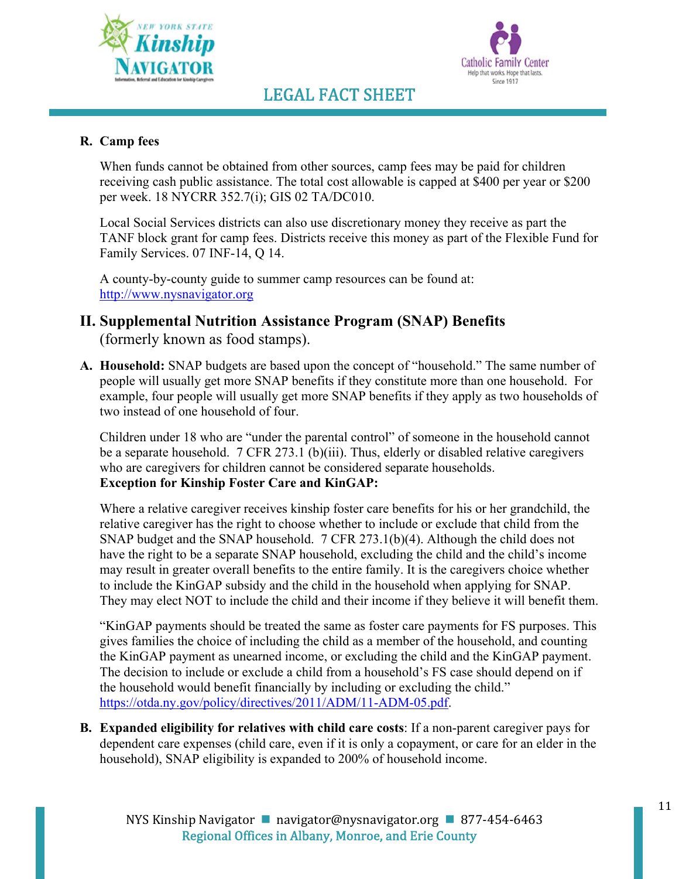**R. Camp fees**

When funds cannot be obtained from other sources, camp fees may be paid for children receiving cash public assistance. The total cost allowable is capped at $400 per year or $200 per week. 18 NYCRR 352.7(i); GIS 02 TA/DC010.

Local Social Services districts can also use discretionary money they receive as part the TANF block grant for camp fees. Districts receive this money as part of the Flexible Fund for Family Services. 07 INF-14, Q 14.

A county-by-county guide to summer camp resources can be found at: http://www.nysnavigator.org

## II. Supplemental Nutrition Assistance Program (SNAP) Benefits (formerly known as food stamps).

**A. Household:** SNAP budgets are based upon the concept of "household." The same number of people will usually get more SNAP benefits if they constitute more than one household. For example, four people will usually get more SNAP benefits if they apply as two households of two instead of one household of four.

Children under 18 who are "under the parental control" of someone in the household cannot be a separate household. 7 CFR 273.1 (b)(iii). Thus, elderly or disabled relative caregivers who are caregivers for children cannot be considered separate households.
**Exception for Kinship Foster Care and KinGAP:**

Where a relative caregiver receives kinship foster care benefits for his or her grandchild, the relative caregiver has the right to choose whether to include or exclude that child from the SNAP budget and the SNAP household. 7 CFR 273.1(b)(4). Although the child does not have the right to be a separate SNAP household, excluding the child and the child's income may result in greater overall benefits to the entire family. It is the caregivers choice whether to include the KinGAP subsidy and the child in the household when applying for SNAP. They may elect NOT to include the child and their income if they believe it will benefit them.

"KinGAP payments should be treated the same as foster care payments for FS purposes. This gives families the choice of including the child as a member of the household, and counting the KinGAP payment as unearned income, or excluding the child and the KinGAP payment. The decision to include or exclude a child from a household's FS case should depend on if the household would benefit financially by including or excluding the child." https://otda.ny.gov/policy/directives/2011/ADM/11-ADM-05.pdf.

**B. Expanded eligibility for relatives with child care costs**: If a non-parent caregiver pays for dependent care expenses (child care, even if it is only a copayment, or care for an elder in the household), SNAP eligibility is expanded to 200% of household income.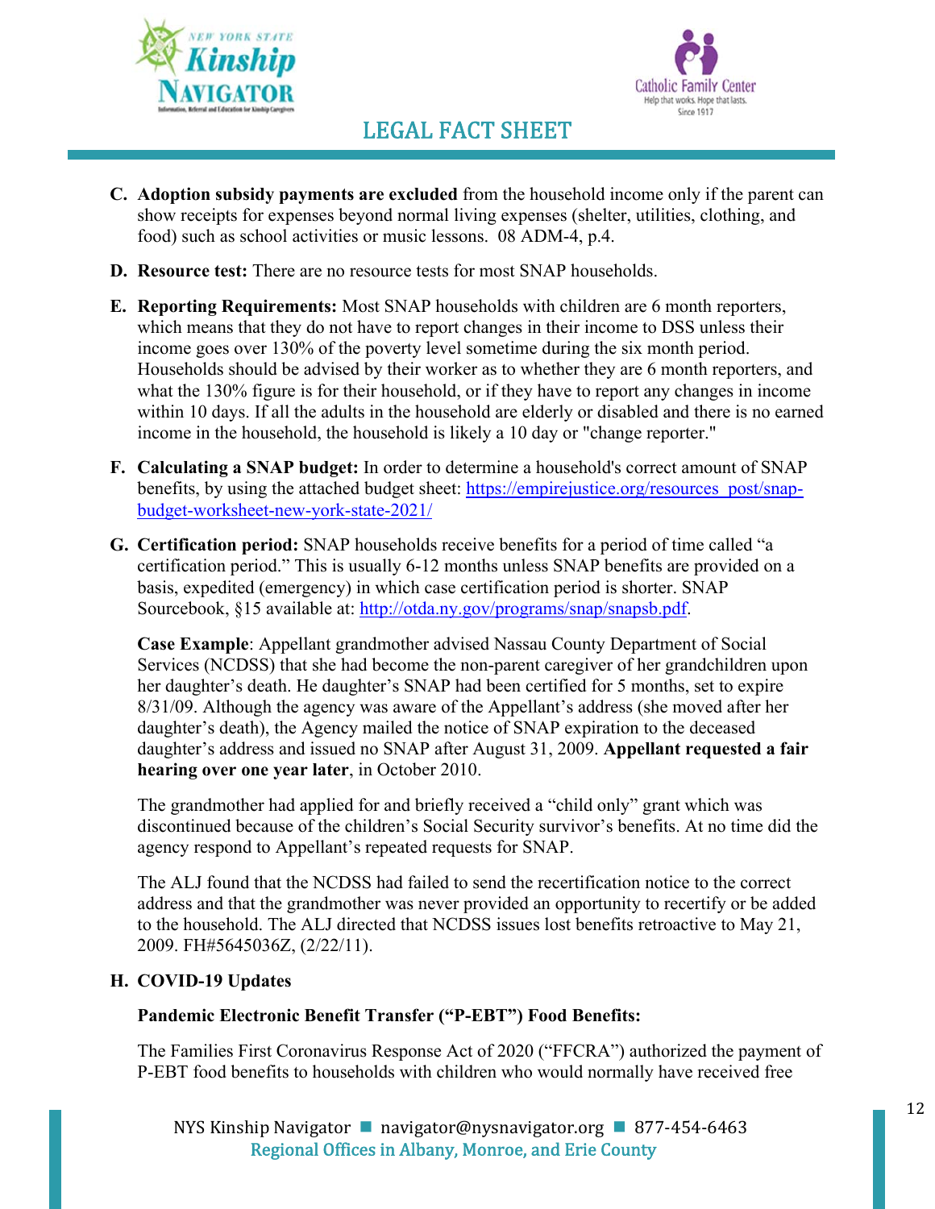C. **Adoption subsidy payments are excluded** from the household income only if the parent can show receipts for expenses beyond normal living expenses (shelter, utilities, clothing, and food) such as school activities or music lessons. 08 ADM-4, p.4.

D. **Resource test:** There are no resource tests for most SNAP households.

E. **Reporting Requirements:** Most SNAP households with children are 6 month reporters, which means that they do not have to report changes in their income to DSS unless their income goes over 130% of the poverty level sometime during the six month period. Households should be advised by their worker as to whether they are 6 month reporters, and what the 130% figure is for their household, or if they have to report any changes in income within 10 days. If all the adults in the household are elderly or disabled and there is no earned income in the household, the household is likely a 10 day or "change reporter."

F. **Calculating a SNAP budget:** In order to determine a household's correct amount of SNAP benefits, by using the attached budget sheet: https://empirejustice.org/resources_post/snap-budget-worksheet-new-york-state-2021/

G. **Certification period:** SNAP households receive benefits for a period of time called "a certification period." This is usually 6-12 months unless SNAP benefits are provided on a basis, expedited (emergency) in which case certification period is shorter. SNAP Sourcebook, §15 available at: http://otda.ny.gov/programs/snap/snapsb.pdf.

   **Case Example**: Appellant grandmother advised Nassau County Department of Social Services (NCDSS) that she had become the non-parent caregiver of her grandchildren upon her daughter's death. He daughter's SNAP had been certified for 5 months, set to expire 8/31/09. Although the agency was aware of the Appellant's address (she moved after her daughter's death), the Agency mailed the notice of SNAP expiration to the deceased daughter's address and issued no SNAP after August 31, 2009. **Appellant requested a fair hearing over one year later**, in October 2010.

   The grandmother had applied for and briefly received a "child only" grant which was discontinued because of the children's Social Security survivor's benefits. At no time did the agency respond to Appellant's repeated requests for SNAP.

   The ALJ found that the NCDSS had failed to send the recertification notice to the correct address and that the grandmother was never provided an opportunity to recertify or be added to the household. The ALJ directed that NCDSS issues lost benefits retroactive to May 21, 2009. FH#5645036Z, (2/22/11).

H. **COVID-19 Updates**

   **Pandemic Electronic Benefit Transfer ("P-EBT") Food Benefits:**

   The Families First Coronavirus Response Act of 2020 ("FFCRA") authorized the payment of P-EBT food benefits to households with children who would normally have received free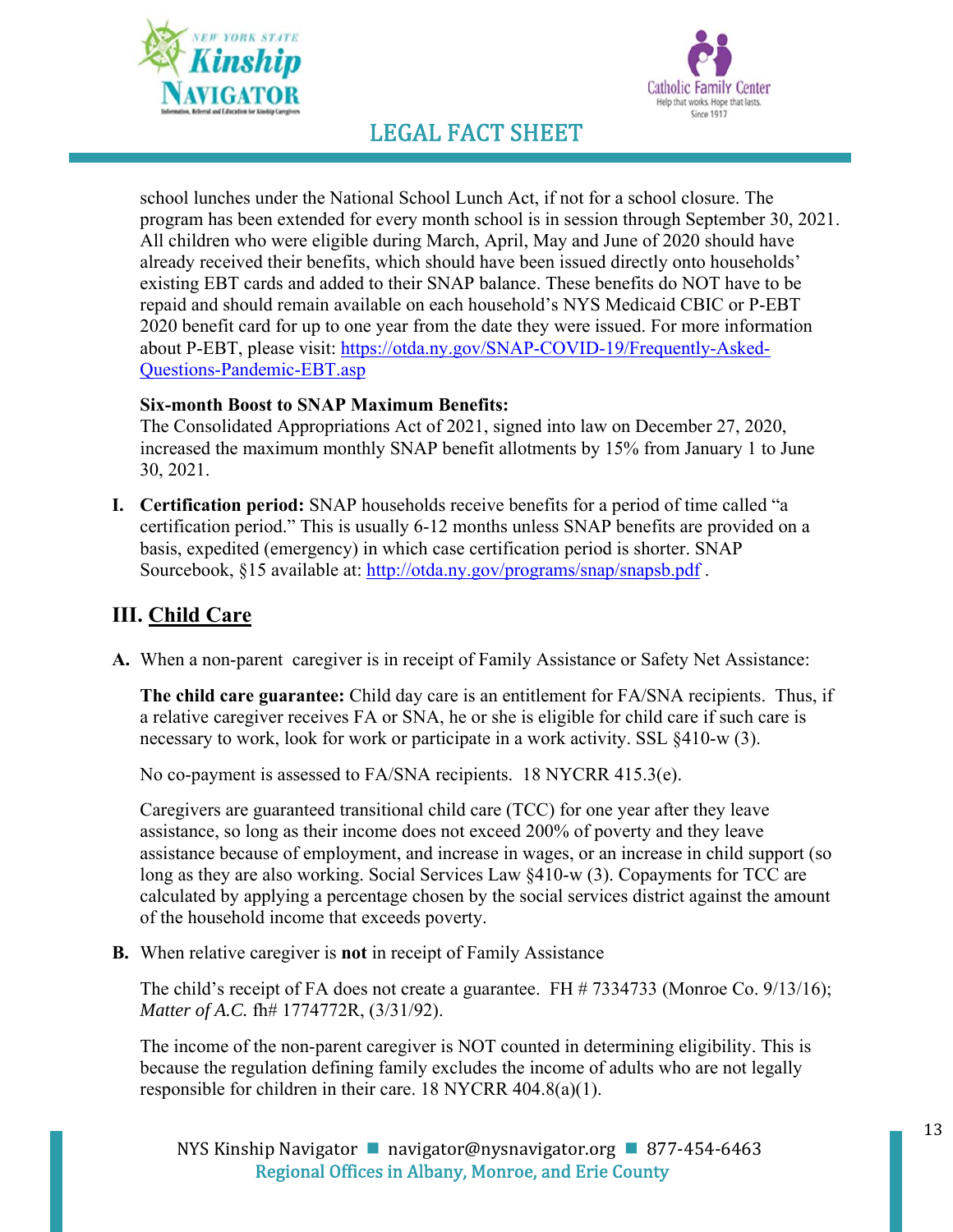school lunches under the National School Lunch Act, if not for a school closure. The program has been extended for every month school is in session through September 30, 2021. All children who were eligible during March, April, May and June of 2020 should have already received their benefits, which should have been issued directly onto households' existing EBT cards and added to their SNAP balance. These benefits do NOT have to be repaid and should remain available on each household's NYS Medicaid CBIC or P-EBT 2020 benefit card for up to one year from the date they were issued. For more information about P-EBT, please visit: [https://otda.ny.gov/SNAP-COVID-19/Frequently-Asked-Questions-Pandemic-EBT.asp](https://otda.ny.gov/SNAP-COVID-19/Frequently-Asked-Questions-Pandemic-EBT.asp)

**Six-month Boost to SNAP Maximum Benefits:**
The Consolidated Appropriations Act of 2021, signed into law on December 27, 2020, increased the maximum monthly SNAP benefit allotments by 15% from January 1 to June 30, 2021.

**I. Certification period:** SNAP households receive benefits for a period of time called "a certification period." This is usually 6-12 months unless SNAP benefits are provided on a basis, expedited (emergency) in which case certification period is shorter. SNAP Sourcebook, §15 available at: [http://otda.ny.gov/programs/snap/snapsb.pdf](http://otda.ny.gov/programs/snap/snapsb.pdf) .

## III. Child Care

**A.** When a non-parent caregiver is in receipt of Family Assistance or Safety Net Assistance:

**The child care guarantee:** Child day care is an entitlement for FA/SNA recipients. Thus, if a relative caregiver receives FA or SNA, he or she is eligible for child care if such care is necessary to work, look for work or participate in a work activity. SSL §410-w (3).

No co-payment is assessed to FA/SNA recipients. 18 NYCRR 415.3(e).

Caregivers are guaranteed transitional child care (TCC) for one year after they leave assistance, so long as their income does not exceed 200% of poverty and they leave assistance because of employment, and increase in wages, or an increase in child support (so long as they are also working. Social Services Law §410-w (3). Copayments for TCC are calculated by applying a percentage chosen by the social services district against the amount of the household income that exceeds poverty.

**B.** When relative caregiver is **not** in receipt of Family Assistance

The child's receipt of FA does not create a guarantee. FH # 7334733 (Monroe Co. 9/13/16); *Matter of A.C.* fh# 1774772R, (3/31/92).

The income of the non-parent caregiver is NOT counted in determining eligibility. This is because the regulation defining family excludes the income of adults who are not legally responsible for children in their care. 18 NYCRR 404.8(a)(1).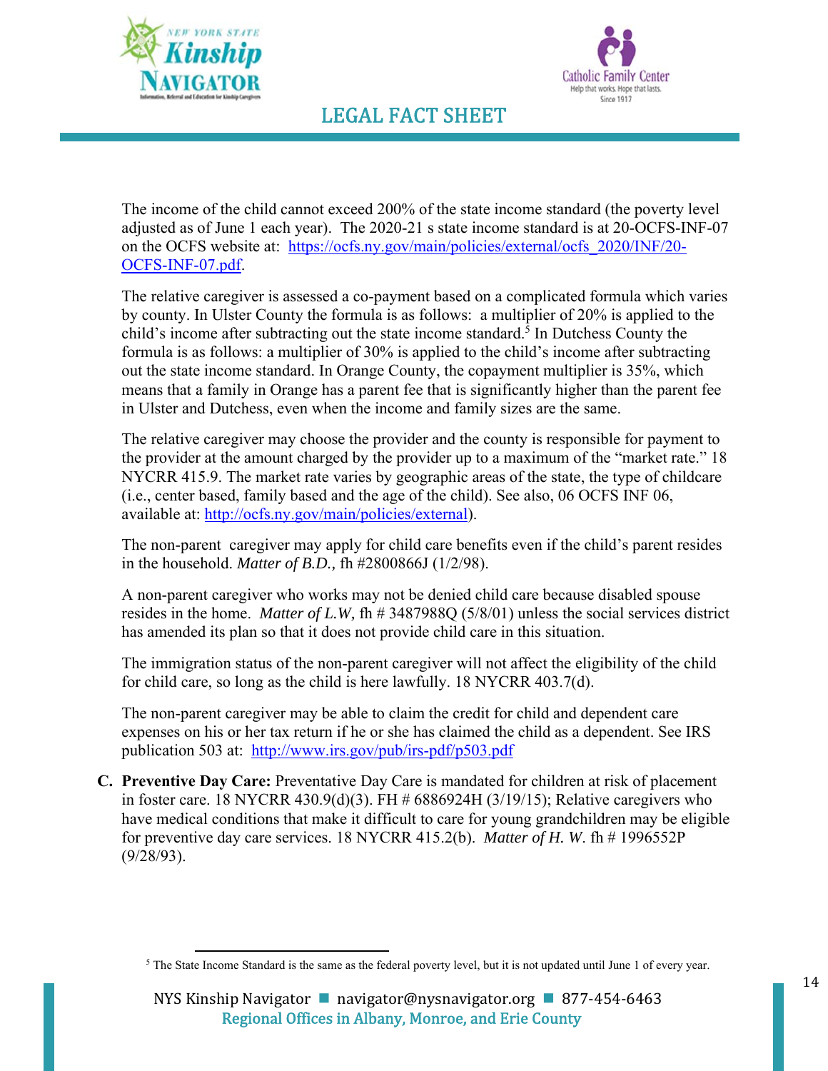The income of the child cannot exceed 200% of the state income standard (the poverty level adjusted as of June 1 each year). The 2020-21 s state income standard is at 20-OCFS-INF-07 on the OCFS website at: https://ocfs.ny.gov/main/policies/external/ocfs_2020/INF/20-OCFS-INF-07.pdf.

The relative caregiver is assessed a co-payment based on a complicated formula which varies by county. In Ulster County the formula is as follows: a multiplier of 20% is applied to the child's income after subtracting out the state income standard.[5] In Dutchess County the formula is as follows: a multiplier of 30% is applied to the child's income after subtracting out the state income standard. In Orange County, the copayment multiplier is 35%, which means that a family in Orange has a parent fee that is significantly higher than the parent fee in Ulster and Dutchess, even when the income and family sizes are the same.

The relative caregiver may choose the provider and the county is responsible for payment to the provider at the amount charged by the provider up to a maximum of the "market rate." 18 NYCRR 415.9. The market rate varies by geographic areas of the state, the type of childcare (i.e., center based, family based and the age of the child). See also, 06 OCFS INF 06, available at: http://ocfs.ny.gov/main/policies/external).

The non-parent caregiver may apply for child care benefits even if the child's parent resides in the household. *Matter of B.D.,* fh #2800866J (1/2/98).

A non-parent caregiver who works may not be denied child care because disabled spouse resides in the home. *Matter of L.W,* fh # 3487988Q (5/8/01) unless the social services district has amended its plan so that it does not provide child care in this situation.

The immigration status of the non-parent caregiver will not affect the eligibility of the child for child care, so long as the child is here lawfully. 18 NYCRR 403.7(d).

The non-parent caregiver may be able to claim the credit for child and dependent care expenses on his or her tax return if he or she has claimed the child as a dependent. See IRS publication 503 at: http://www.irs.gov/pub/irs-pdf/p503.pdf

C. **Preventive Day Care:** Preventative Day Care is mandated for children at risk of placement in foster care. 18 NYCRR 430.9(d)(3). FH # 6886924H (3/19/15); Relative caregivers who have medical conditions that make it difficult to care for young grandchildren may be eligible for preventive day care services. 18 NYCRR 415.2(b). *Matter of H. W.* fh # 1996552P (9/28/93).

[5] The State Income Standard is the same as the federal poverty level, but it is not updated until June 1 of every year.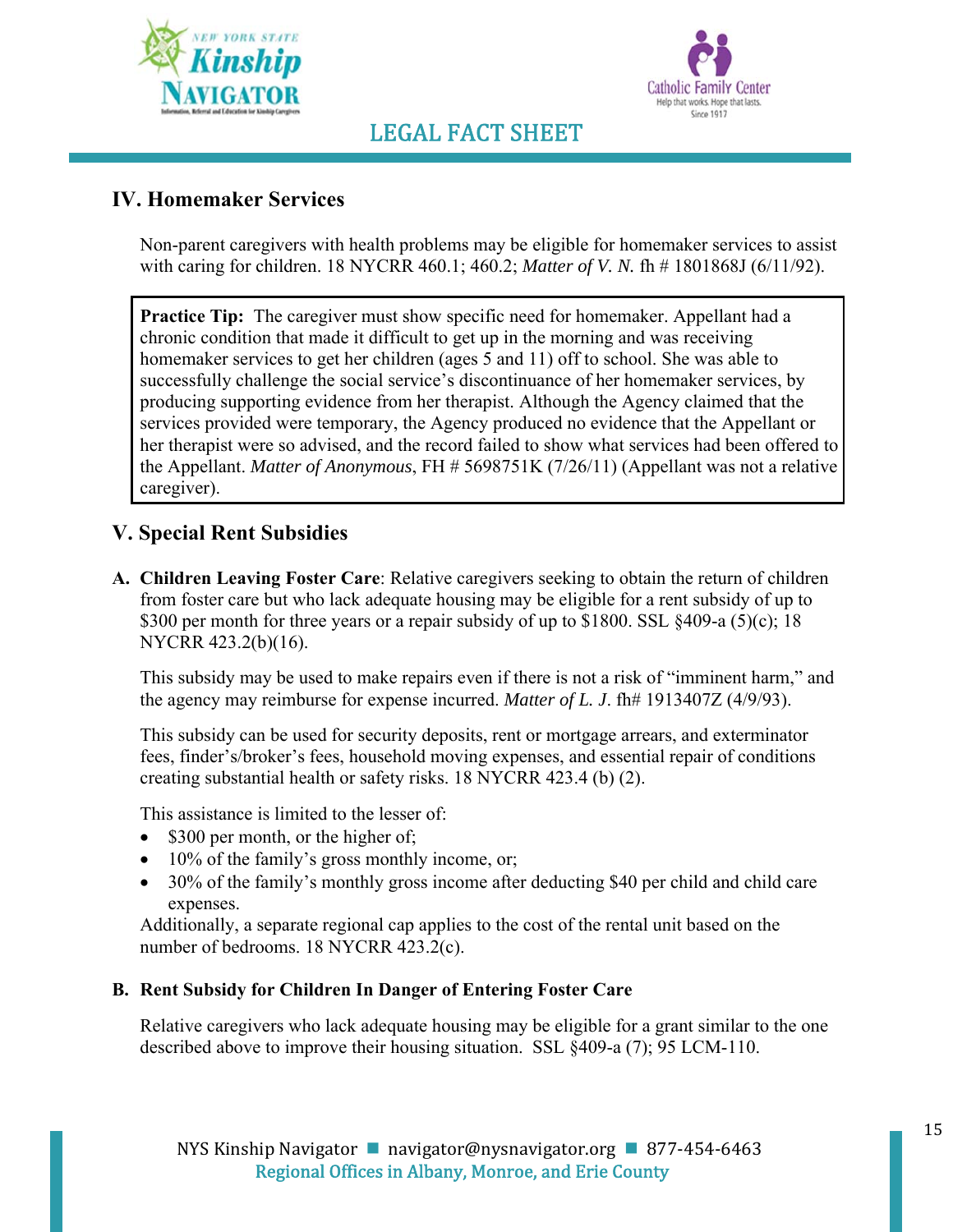## IV. Homemaker Services

Non-parent caregivers with health problems may be eligible for homemaker services to assist with caring for children. 18 NYCRR 460.1; 460.2; *Matter of V. N.* fh # 1801868J (6/11/92).

> **Practice Tip:** The caregiver must show specific need for homemaker. Appellant had a chronic condition that made it difficult to get up in the morning and was receiving homemaker services to get her children (ages 5 and 11) off to school. She was able to successfully challenge the social service's discontinuance of her homemaker services, by producing supporting evidence from her therapist. Although the Agency claimed that the services provided were temporary, the Agency produced no evidence that the Appellant or her therapist were so advised, and the record failed to show what services had been offered to the Appellant. *Matter of Anonymous*, FH # 5698751K (7/26/11) (Appellant was not a relative caregiver).

## V. Special Rent Subsidies

**A. Children Leaving Foster Care**: Relative caregivers seeking to obtain the return of children from foster care but who lack adequate housing may be eligible for a rent subsidy of up to $300 per month for three years or a repair subsidy of up to $1800. SSL §409-a (5)(c); 18 NYCRR 423.2(b)(16).

This subsidy may be used to make repairs even if there is not a risk of "imminent harm," and the agency may reimburse for expense incurred. *Matter of L. J*. fh# 1913407Z (4/9/93).

This subsidy can be used for security deposits, rent or mortgage arrears, and exterminator fees, finder's/broker's fees, household moving expenses, and essential repair of conditions creating substantial health or safety risks. 18 NYCRR 423.4 (b) (2).

This assistance is limited to the lesser of:

- $300 per month, or the higher of;
- 10% of the family's gross monthly income, or;
- 30% of the family's monthly gross income after deducting $40 per child and child care expenses.

Additionally, a separate regional cap applies to the cost of the rental unit based on the number of bedrooms. 18 NYCRR 423.2(c).

**B. Rent Subsidy for Children In Danger of Entering Foster Care**

Relative caregivers who lack adequate housing may be eligible for a grant similar to the one described above to improve their housing situation. SSL §409-a (7); 95 LCM-110.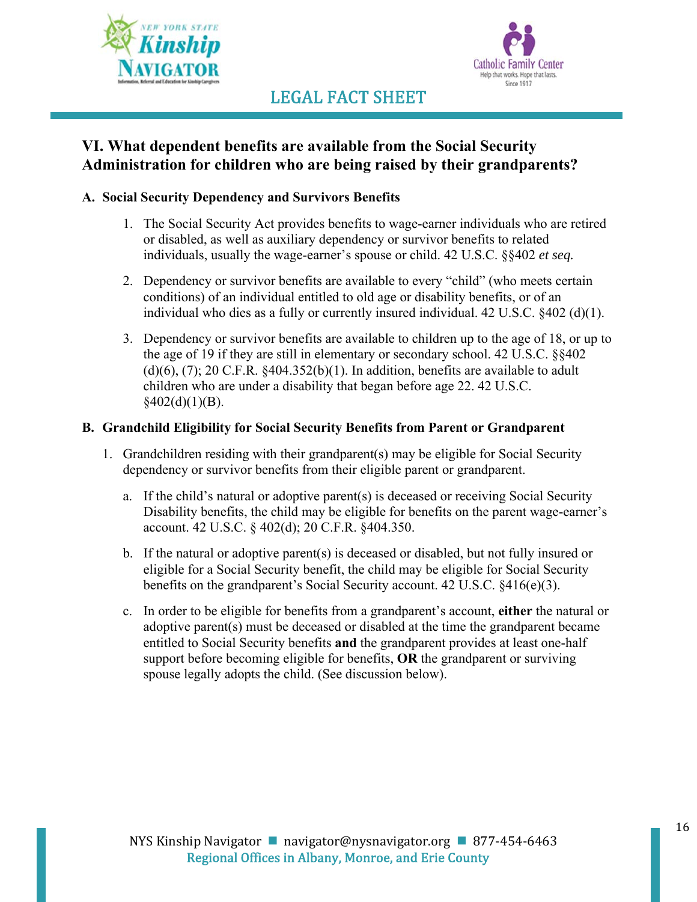## VI. What dependent benefits are available from the Social Security Administration for children who are being raised by their grandparents?

### A. Social Security Dependency and Survivors Benefits

1. The Social Security Act provides benefits to wage-earner individuals who are retired or disabled, as well as auxiliary dependency or survivor benefits to related individuals, usually the wage-earner's spouse or child. 42 U.S.C. §§402 *et seq.*

2. Dependency or survivor benefits are available to every "child" (who meets certain conditions) of an individual entitled to old age or disability benefits, or of an individual who dies as a fully or currently insured individual. 42 U.S.C. §402 (d)(1).

3. Dependency or survivor benefits are available to children up to the age of 18, or up to the age of 19 if they are still in elementary or secondary school. 42 U.S.C. §§402 (d)(6), (7); 20 C.F.R. §404.352(b)(1). In addition, benefits are available to adult children who are under a disability that began before age 22. 42 U.S.C. §402(d)(1)(B).

### B. Grandchild Eligibility for Social Security Benefits from Parent or Grandparent

1. Grandchildren residing with their grandparent(s) may be eligible for Social Security dependency or survivor benefits from their eligible parent or grandparent.

   a. If the child's natural or adoptive parent(s) is deceased or receiving Social Security Disability benefits, the child may be eligible for benefits on the parent wage-earner's account. 42 U.S.C. § 402(d); 20 C.F.R. §404.350.

   b. If the natural or adoptive parent(s) is deceased or disabled, but not fully insured or eligible for a Social Security benefit, the child may be eligible for Social Security benefits on the grandparent's Social Security account. 42 U.S.C. §416(e)(3).

   c. In order to be eligible for benefits from a grandparent's account, **either** the natural or adoptive parent(s) must be deceased or disabled at the time the grandparent became entitled to Social Security benefits **and** the grandparent provides at least one-half support before becoming eligible for benefits, **OR** the grandparent or surviving spouse legally adopts the child. (See discussion below).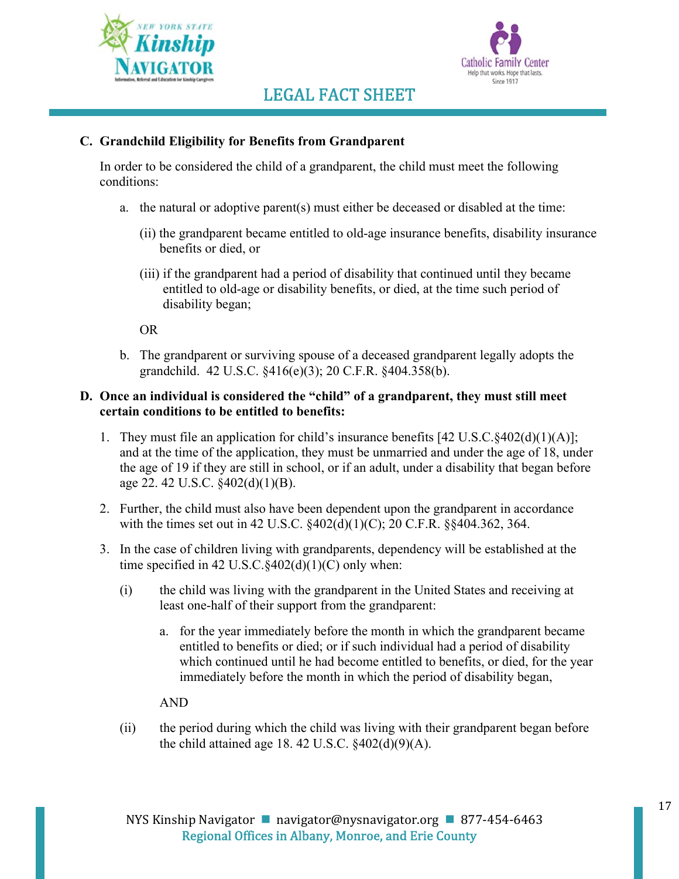**C. Grandchild Eligibility for Benefits from Grandparent**

In order to be considered the child of a grandparent, the child must meet the following conditions:

a. the natural or adoptive parent(s) must either be deceased or disabled at the time:

(ii) the grandparent became entitled to old-age insurance benefits, disability insurance benefits or died, or

(iii) if the grandparent had a period of disability that continued until they became entitled to old-age or disability benefits, or died, at the time such period of disability began;

OR

b. The grandparent or surviving spouse of a deceased grandparent legally adopts the grandchild. 42 U.S.C. §416(e)(3); 20 C.F.R. §404.358(b).

**D. Once an individual is considered the "child" of a grandparent, they must still meet certain conditions to be entitled to benefits:**

1. They must file an application for child's insurance benefits [42 U.S.C.§402(d)(1)(A)]; and at the time of the application, they must be unmarried and under the age of 18, under the age of 19 if they are still in school, or if an adult, under a disability that began before age 22. 42 U.S.C. §402(d)(1)(B).

2. Further, the child must also have been dependent upon the grandparent in accordance with the times set out in 42 U.S.C. §402(d)(1)(C); 20 C.F.R. §§404.362, 364.

3. In the case of children living with grandparents, dependency will be established at the time specified in 42 U.S.C.§402(d)(1)(C) only when:

   (i) the child was living with the grandparent in the United States and receiving at least one-half of their support from the grandparent:

      a. for the year immediately before the month in which the grandparent became entitled to benefits or died; or if such individual had a period of disability which continued until he had become entitled to benefits, or died, for the year immediately before the month in which the period of disability began,

   AND

   (ii) the period during which the child was living with their grandparent began before the child attained age 18. 42 U.S.C. §402(d)(9)(A).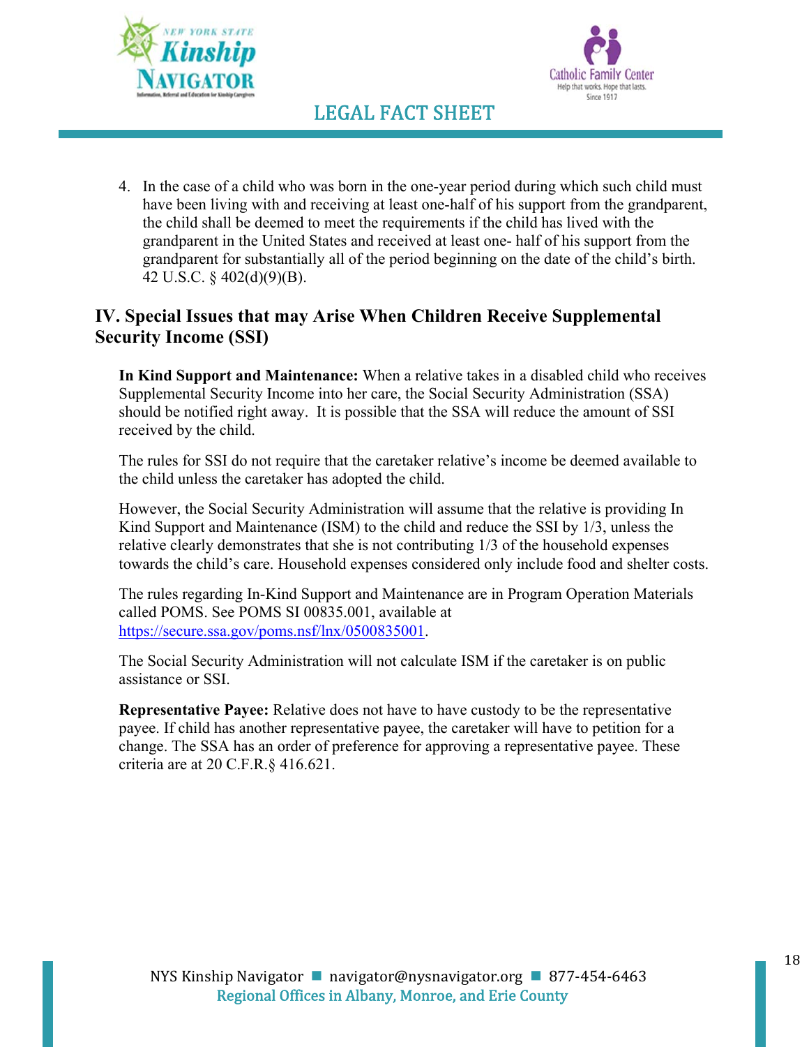4. In the case of a child who was born in the one-year period during which such child must have been living with and receiving at least one-half of his support from the grandparent, the child shall be deemed to meet the requirements if the child has lived with the grandparent in the United States and received at least one- half of his support from the grandparent for substantially all of the period beginning on the date of the child's birth. 42 U.S.C. § 402(d)(9)(B).

## IV. Special Issues that may Arise When Children Receive Supplemental Security Income (SSI)

**In Kind Support and Maintenance:** When a relative takes in a disabled child who receives Supplemental Security Income into her care, the Social Security Administration (SSA) should be notified right away. It is possible that the SSA will reduce the amount of SSI received by the child.

The rules for SSI do not require that the caretaker relative's income be deemed available to the child unless the caretaker has adopted the child.

However, the Social Security Administration will assume that the relative is providing In Kind Support and Maintenance (ISM) to the child and reduce the SSI by 1/3, unless the relative clearly demonstrates that she is not contributing 1/3 of the household expenses towards the child's care. Household expenses considered only include food and shelter costs.

The rules regarding In-Kind Support and Maintenance are in Program Operation Materials called POMS. See POMS SI 00835.001, available at https://secure.ssa.gov/poms.nsf/lnx/0500835001.

The Social Security Administration will not calculate ISM if the caretaker is on public assistance or SSI.

**Representative Payee:** Relative does not have to have custody to be the representative payee. If child has another representative payee, the caretaker will have to petition for a change. The SSA has an order of preference for approving a representative payee. These criteria are at 20 C.F.R.§ 416.621.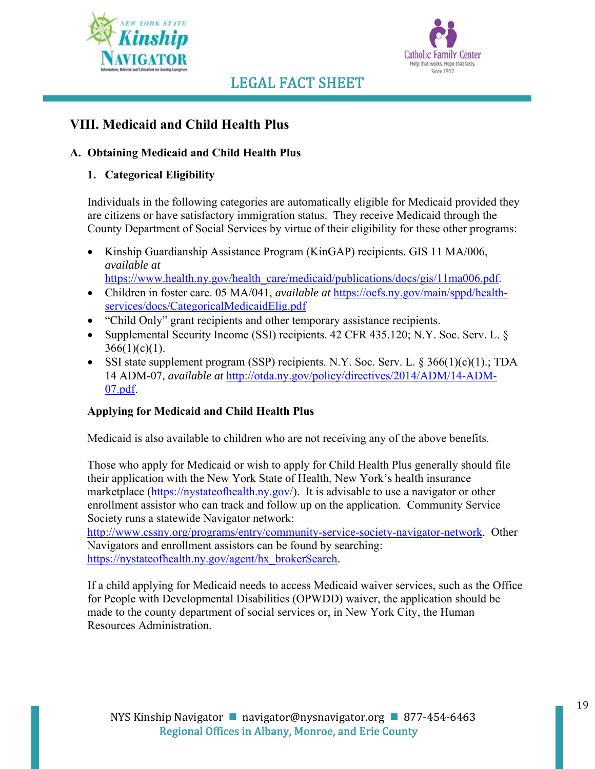## VIII. Medicaid and Child Health Plus

### A. Obtaining Medicaid and Child Health Plus

#### 1. Categorical Eligibility

Individuals in the following categories are automatically eligible for Medicaid provided they are citizens or have satisfactory immigration status. They receive Medicaid through the County Department of Social Services by virtue of their eligibility for these other programs:

- Kinship Guardianship Assistance Program (KinGAP) recipients. GIS 11 MA/006, *available at* https://www.health.ny.gov/health_care/medicaid/publications/docs/gis/11ma006.pdf.
- Children in foster care. 05 MA/041, *available at* https://ocfs.ny.gov/main/sppd/health-services/docs/CategoricalMedicaidElig.pdf
- "Child Only" grant recipients and other temporary assistance recipients.
- Supplemental Security Income (SSI) recipients. 42 CFR 435.120; N.Y. Soc. Serv. L. § 366(1)(c)(1).
- SSI state supplement program (SSP) recipients. N.Y. Soc. Serv. L. § 366(1)(c)(1).; TDA 14 ADM-07, *available at* http://otda.ny.gov/policy/directives/2014/ADM/14-ADM-07.pdf.

**Applying for Medicaid and Child Health Plus**

Medicaid is also available to children who are not receiving any of the above benefits.

Those who apply for Medicaid or wish to apply for Child Health Plus generally should file their application with the New York State of Health, New York's health insurance marketplace (https://nystateofhealth.ny.gov/). It is advisable to use a navigator or other enrollment assistor who can track and follow up on the application. Community Service Society runs a statewide Navigator network: http://www.cssny.org/programs/entry/community-service-society-navigator-network. Other Navigators and enrollment assistors can be found by searching: https://nystateofhealth.ny.gov/agent/hx_brokerSearch.

If a child applying for Medicaid needs to access Medicaid waiver services, such as the Office for People with Developmental Disabilities (OPWDD) waiver, the application should be made to the county department of social services or, in New York City, the Human Resources Administration.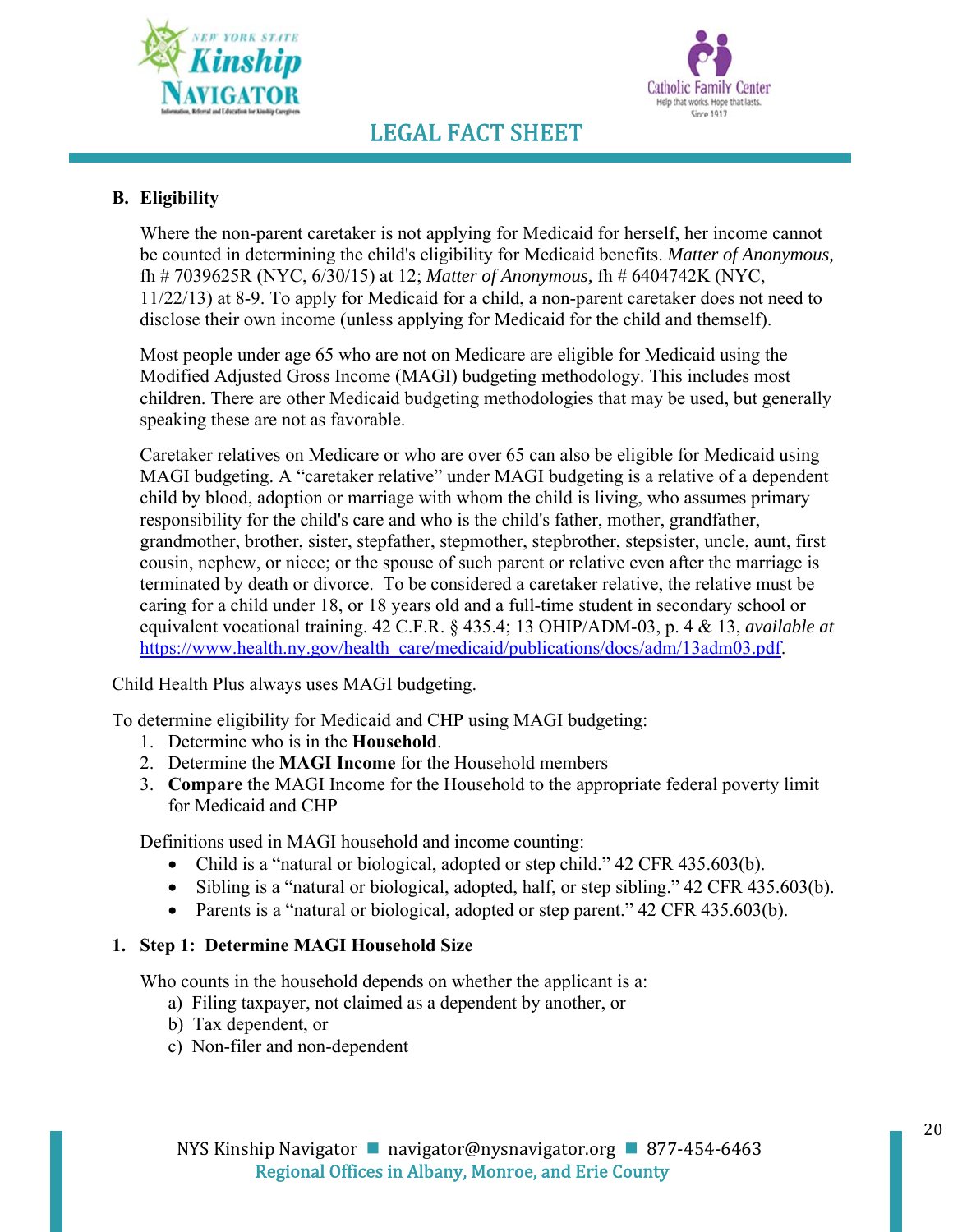### B. Eligibility

Where the non-parent caretaker is not applying for Medicaid for herself, her income cannot be counted in determining the child's eligibility for Medicaid benefits. *Matter of Anonymous,* fh # 7039625R (NYC, 6/30/15) at 12; *Matter of Anonymous,* fh # 6404742K (NYC, 11/22/13) at 8-9. To apply for Medicaid for a child, a non-parent caretaker does not need to disclose their own income (unless applying for Medicaid for the child and themself).

Most people under age 65 who are not on Medicare are eligible for Medicaid using the Modified Adjusted Gross Income (MAGI) budgeting methodology. This includes most children. There are other Medicaid budgeting methodologies that may be used, but generally speaking these are not as favorable.

Caretaker relatives on Medicare or who are over 65 can also be eligible for Medicaid using MAGI budgeting. A "caretaker relative" under MAGI budgeting is a relative of a dependent child by blood, adoption or marriage with whom the child is living, who assumes primary responsibility for the child's care and who is the child's father, mother, grandfather, grandmother, brother, sister, stepfather, stepmother, stepbrother, stepsister, uncle, aunt, first cousin, nephew, or niece; or the spouse of such parent or relative even after the marriage is terminated by death or divorce. To be considered a caretaker relative, the relative must be caring for a child under 18, or 18 years old and a full-time student in secondary school or equivalent vocational training. 42 C.F.R. § 435.4; 13 OHIP/ADM-03, p. 4 & 13, *available at* https://www.health.ny.gov/health_care/medicaid/publications/docs/adm/13adm03.pdf.

Child Health Plus always uses MAGI budgeting.

To determine eligibility for Medicaid and CHP using MAGI budgeting:

1. Determine who is in the **Household**.
2. Determine the **MAGI Income** for the Household members
3. **Compare** the MAGI Income for the Household to the appropriate federal poverty limit for Medicaid and CHP

Definitions used in MAGI household and income counting:

- Child is a "natural or biological, adopted or step child." 42 CFR 435.603(b).
- Sibling is a "natural or biological, adopted, half, or step sibling." 42 CFR 435.603(b).
- Parents is a "natural or biological, adopted or step parent." 42 CFR 435.603(b).

#### 1. Step 1: Determine MAGI Household Size

Who counts in the household depends on whether the applicant is a:

a) Filing taxpayer, not claimed as a dependent by another, or
b) Tax dependent, or
c) Non-filer and non-dependent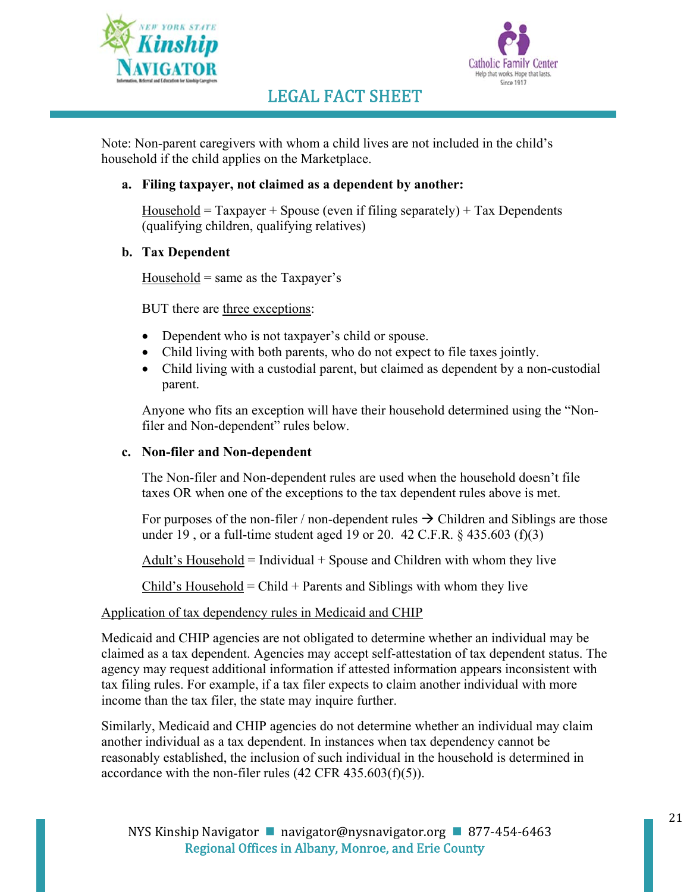Note: Non-parent caregivers with whom a child lives are not included in the child's household if the child applies on the Marketplace.

**a. Filing taxpayer, not claimed as a dependent by another:**

<u>Household</u> = Taxpayer + Spouse (even if filing separately) + Tax Dependents (qualifying children, qualifying relatives)

**b. Tax Dependent**

<u>Household</u> = same as the Taxpayer's

BUT there are <u>three exceptions</u>:

- Dependent who is not taxpayer's child or spouse.
- Child living with both parents, who do not expect to file taxes jointly.
- Child living with a custodial parent, but claimed as dependent by a non-custodial parent.

Anyone who fits an exception will have their household determined using the "Non-filer and Non-dependent" rules below.

**c. Non-filer and Non-dependent**

The Non-filer and Non-dependent rules are used when the household doesn't file taxes OR when one of the exceptions to the tax dependent rules above is met.

For purposes of the non-filer / non-dependent rules → Children and Siblings are those under 19 , or a full-time student aged 19 or 20. 42 C.F.R. § 435.603 (f)(3)

<u>Adult's Household</u> = Individual + Spouse and Children with whom they live

<u>Child's Household</u> = Child + Parents and Siblings with whom they live

<u>Application of tax dependency rules in Medicaid and CHIP</u>

Medicaid and CHIP agencies are not obligated to determine whether an individual may be claimed as a tax dependent. Agencies may accept self-attestation of tax dependent status. The agency may request additional information if attested information appears inconsistent with tax filing rules. For example, if a tax filer expects to claim another individual with more income than the tax filer, the state may inquire further.

Similarly, Medicaid and CHIP agencies do not determine whether an individual may claim another individual as a tax dependent. In instances when tax dependency cannot be reasonably established, the inclusion of such individual in the household is determined in accordance with the non-filer rules (42 CFR 435.603(f)(5)).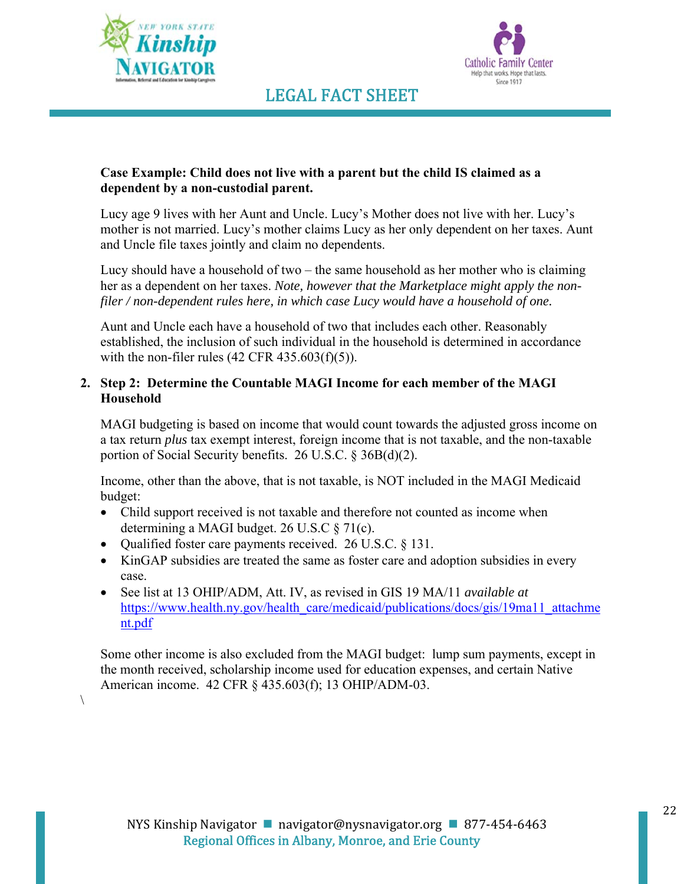**Case Example: Child does not live with a parent but the child IS claimed as a dependent by a non-custodial parent.**

Lucy age 9 lives with her Aunt and Uncle. Lucy's Mother does not live with her. Lucy's mother is not married. Lucy's mother claims Lucy as her only dependent on her taxes. Aunt and Uncle file taxes jointly and claim no dependents.

Lucy should have a household of two – the same household as her mother who is claiming her as a dependent on her taxes. *Note, however that the Marketplace might apply the non-filer / non-dependent rules here, in which case Lucy would have a household of one.*

Aunt and Uncle each have a household of two that includes each other. Reasonably established, the inclusion of such individual in the household is determined in accordance with the non-filer rules (42 CFR 435.603(f)(5)).

2. **Step 2: Determine the Countable MAGI Income for each member of the MAGI Household**

   MAGI budgeting is based on income that would count towards the adjusted gross income on a tax return *plus* tax exempt interest, foreign income that is not taxable, and the non-taxable portion of Social Security benefits. 26 U.S.C. § 36B(d)(2).

   Income, other than the above, that is not taxable, is NOT included in the MAGI Medicaid budget:

   - Child support received is not taxable and therefore not counted as income when determining a MAGI budget. 26 U.S.C § 71(c).
   - Qualified foster care payments received. 26 U.S.C. § 131.
   - KinGAP subsidies are treated the same as foster care and adoption subsidies in every case.
   - See list at 13 OHIP/ADM, Att. IV, as revised in GIS 19 MA/11 *available at* https://www.health.ny.gov/health_care/medicaid/publications/docs/gis/19ma11_attachment.pdf

   Some other income is also excluded from the MAGI budget: lump sum payments, except in the month received, scholarship income used for education expenses, and certain Native American income. 42 CFR § 435.603(f); 13 OHIP/ADM-03.

\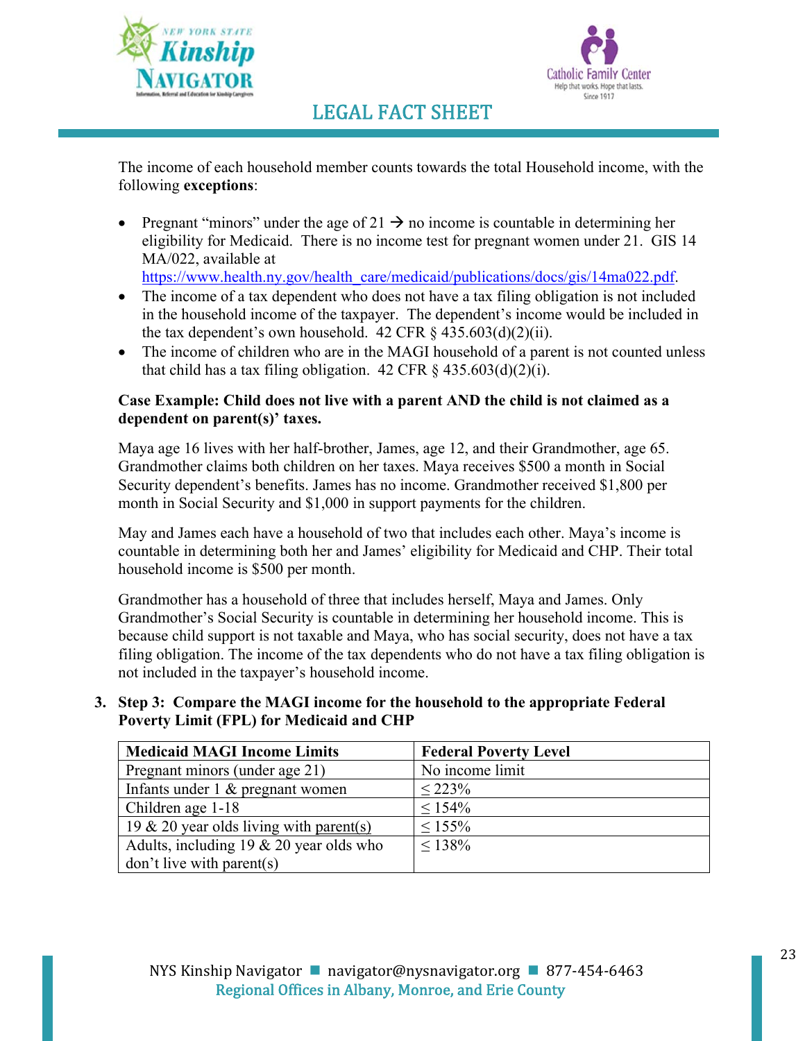The income of each household member counts towards the total Household income, with the following **exceptions**:

- Pregnant "minors" under the age of 21 → no income is countable in determining her eligibility for Medicaid. There is no income test for pregnant women under 21. GIS 14 MA/022, available at https://www.health.ny.gov/health_care/medicaid/publications/docs/gis/14ma022.pdf.
- The income of a tax dependent who does not have a tax filing obligation is not included in the household income of the taxpayer. The dependent's income would be included in the tax dependent's own household. 42 CFR § 435.603(d)(2)(ii).
- The income of children who are in the MAGI household of a parent is not counted unless that child has a tax filing obligation. 42 CFR § 435.603(d)(2)(i).

**Case Example: Child does not live with a parent AND the child is not claimed as a dependent on parent(s)' taxes.**

Maya age 16 lives with her half-brother, James, age 12, and their Grandmother, age 65. Grandmother claims both children on her taxes. Maya receives $500 a month in Social Security dependent's benefits. James has no income. Grandmother received $1,800 per month in Social Security and $1,000 in support payments for the children.

May and James each have a household of two that includes each other. Maya's income is countable in determining both her and James' eligibility for Medicaid and CHP. Their total household income is $500 per month.

Grandmother has a household of three that includes herself, Maya and James. Only Grandmother's Social Security is countable in determining her household income. This is because child support is not taxable and Maya, who has social security, does not have a tax filing obligation. The income of the tax dependents who do not have a tax filing obligation is not included in the taxpayer's household income.

3. **Step 3: Compare the MAGI income for the household to the appropriate Federal Poverty Limit (FPL) for Medicaid and CHP**

| Medicaid MAGI Income Limits | Federal Poverty Level |
|---|---|
| Pregnant minors (under age 21) | No income limit |
| Infants under 1 & pregnant women | ≤ 223% |
| Children age 1-18 | ≤ 154% |
| 19 & 20 year olds living with parent(s) | ≤ 155% |
| Adults, including 19 & 20 year olds who don't live with parent(s) | ≤ 138% |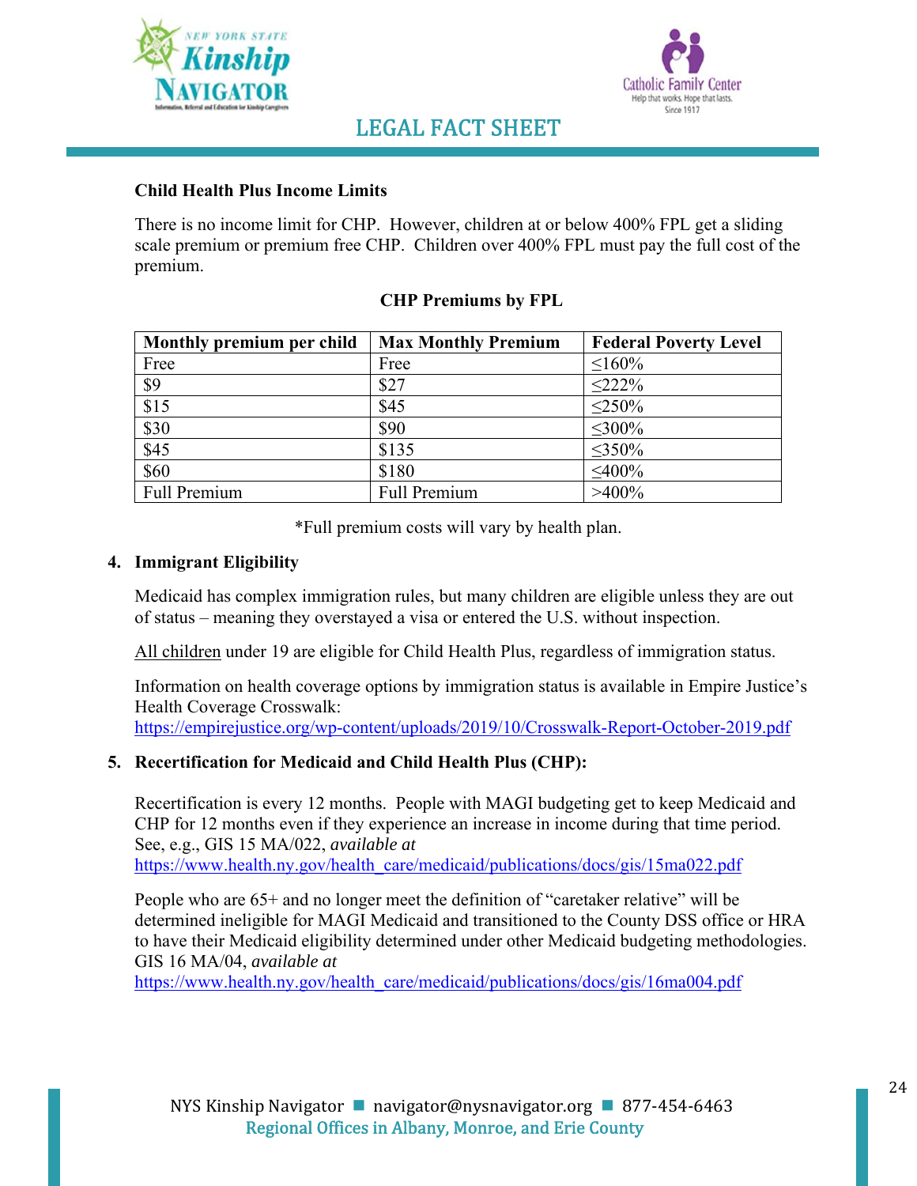**Child Health Plus Income Limits**

There is no income limit for CHP. However, children at or below 400% FPL get a sliding scale premium or premium free CHP. Children over 400% FPL must pay the full cost of the premium.

**CHP Premiums by FPL**

| Monthly premium per child | Max Monthly Premium | Federal Poverty Level |
|---|---|---|
| Free | Free | ≤160% |
| $9 | $27 | ≤222% |
| $15 | $45 | ≤250% |
| $30 | $90 | ≤300% |
| $45 | $135 | ≤350% |
| $60 | $180 | ≤400% |
| Full Premium | Full Premium | >400% |

*Full premium costs will vary by health plan.

4. **Immigrant Eligibility**

Medicaid has complex immigration rules, but many children are eligible unless they are out of status – meaning they overstayed a visa or entered the U.S. without inspection.

All children under 19 are eligible for Child Health Plus, regardless of immigration status.

Information on health coverage options by immigration status is available in Empire Justice's Health Coverage Crosswalk: https://empirejustice.org/wp-content/uploads/2019/10/Crosswalk-Report-October-2019.pdf

5. **Recertification for Medicaid and Child Health Plus (CHP):**

Recertification is every 12 months. People with MAGI budgeting get to keep Medicaid and CHP for 12 months even if they experience an increase in income during that time period. See, e.g., GIS 15 MA/022, *available at* https://www.health.ny.gov/health_care/medicaid/publications/docs/gis/15ma022.pdf

People who are 65+ and no longer meet the definition of "caretaker relative" will be determined ineligible for MAGI Medicaid and transitioned to the County DSS office or HRA to have their Medicaid eligibility determined under other Medicaid budgeting methodologies. GIS 16 MA/04, *available at* https://www.health.ny.gov/health_care/medicaid/publications/docs/gis/16ma004.pdf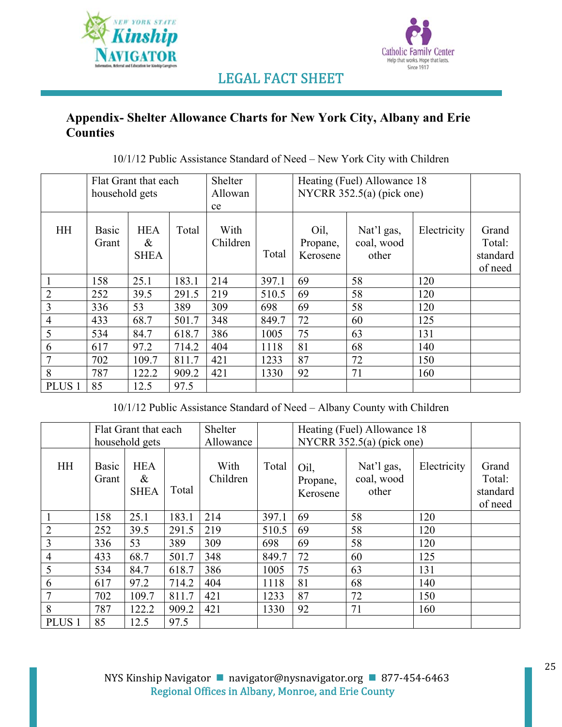LEGAL FACT SHEET

## Appendix- Shelter Allowance Charts for New York City, Albany and Erie Counties

10/1/12 Public Assistance Standard of Need – New York City with Children

| | Flat Grant that each household gets | | | Shelter Allowance | | Heating (Fuel) Allowance 18 NYCRR 352.5(a) (pick one) | | | |
|---|---|---|---|---|---|---|---|---|---|
| HH | Basic Grant | HEA & SHEA | Total | With Children | Total | Oil, Propane, Kerosene | Nat'l gas, coal, wood other | Electricity | Grand Total: standard of need |
| 1 | 158 | 25.1 | 183.1 | 214 | 397.1 | 69 | 58 | 120 | |
| 2 | 252 | 39.5 | 291.5 | 219 | 510.5 | 69 | 58 | 120 | |
| 3 | 336 | 53 | 389 | 309 | 698 | 69 | 58 | 120 | |
| 4 | 433 | 68.7 | 501.7 | 348 | 849.7 | 72 | 60 | 125 | |
| 5 | 534 | 84.7 | 618.7 | 386 | 1005 | 75 | 63 | 131 | |
| 6 | 617 | 97.2 | 714.2 | 404 | 1118 | 81 | 68 | 140 | |
| 7 | 702 | 109.7 | 811.7 | 421 | 1233 | 87 | 72 | 150 | |
| 8 | 787 | 122.2 | 909.2 | 421 | 1330 | 92 | 71 | 160 | |
| PLUS 1 | 85 | 12.5 | 97.5 | | | | | | |

10/1/12 Public Assistance Standard of Need – Albany County with Children

| | Flat Grant that each household gets | | | Shelter Allowance | | Heating (Fuel) Allowance 18 NYCRR 352.5(a) (pick one) | | | |
|---|---|---|---|---|---|---|---|---|---|
| HH | Basic Grant | HEA & SHEA | Total | With Children | Total | Oil, Propane, Kerosene | Nat'l gas, coal, wood other | Electricity | Grand Total: standard of need |
| 1 | 158 | 25.1 | 183.1 | 214 | 397.1 | 69 | 58 | 120 | |
| 2 | 252 | 39.5 | 291.5 | 219 | 510.5 | 69 | 58 | 120 | |
| 3 | 336 | 53 | 389 | 309 | 698 | 69 | 58 | 120 | |
| 4 | 433 | 68.7 | 501.7 | 348 | 849.7 | 72 | 60 | 125 | |
| 5 | 534 | 84.7 | 618.7 | 386 | 1005 | 75 | 63 | 131 | |
| 6 | 617 | 97.2 | 714.2 | 404 | 1118 | 81 | 68 | 140 | |
| 7 | 702 | 109.7 | 811.7 | 421 | 1233 | 87 | 72 | 150 | |
| 8 | 787 | 122.2 | 909.2 | 421 | 1330 | 92 | 71 | 160 | |
| PLUS 1 | 85 | 12.5 | 97.5 | | | | | | |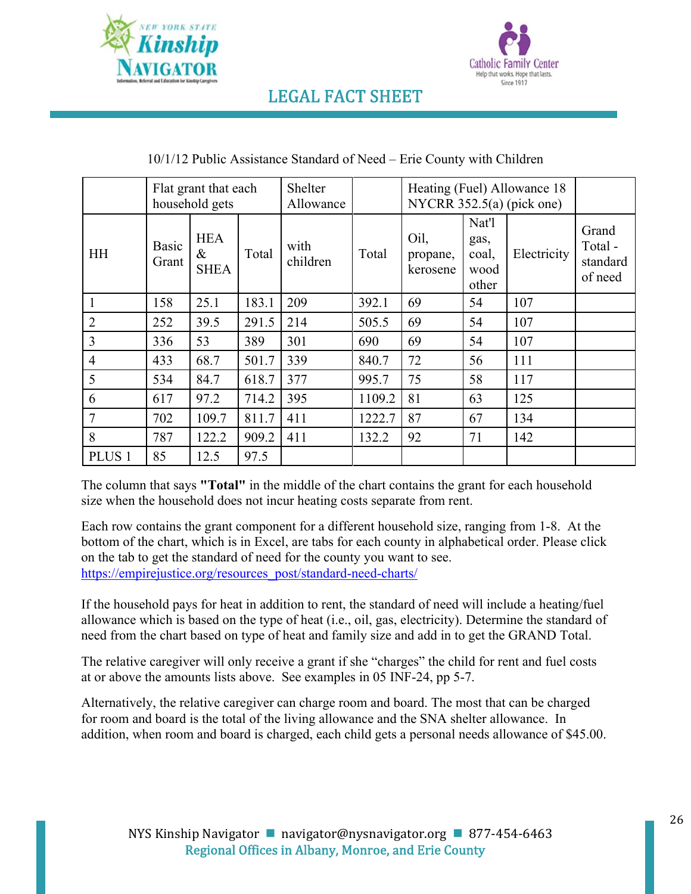# LEGAL FACT SHEET

10/1/12 Public Assistance Standard of Need – Erie County with Children

| | Flat grant that each household gets | | | Shelter Allowance | | Heating (Fuel) Allowance 18 NYCRR 352.5(a) (pick one) | | | |
|---|---|---|---|---|---|---|---|---|---|
| HH | Basic Grant | HEA & SHEA | Total | with children | Total | Oil, propane, kerosene | Nat'l gas, coal, wood other | Electricity | Grand Total - standard of need |
| 1 | 158 | 25.1 | 183.1 | 209 | 392.1 | 69 | 54 | 107 | |
| 2 | 252 | 39.5 | 291.5 | 214 | 505.5 | 69 | 54 | 107 | |
| 3 | 336 | 53 | 389 | 301 | 690 | 69 | 54 | 107 | |
| 4 | 433 | 68.7 | 501.7 | 339 | 840.7 | 72 | 56 | 111 | |
| 5 | 534 | 84.7 | 618.7 | 377 | 995.7 | 75 | 58 | 117 | |
| 6 | 617 | 97.2 | 714.2 | 395 | 1109.2 | 81 | 63 | 125 | |
| 7 | 702 | 109.7 | 811.7 | 411 | 1222.7 | 87 | 67 | 134 | |
| 8 | 787 | 122.2 | 909.2 | 411 | 132.2 | 92 | 71 | 142 | |
| PLUS 1 | 85 | 12.5 | 97.5 | | | | | | |

The column that says **"Total"** in the middle of the chart contains the grant for each household size when the household does not incur heating costs separate from rent.

Each row contains the grant component for a different household size, ranging from 1-8. At the bottom of the chart, which is in Excel, are tabs for each county in alphabetical order. Please click on the tab to get the standard of need for the county you want to see. https://empirejustice.org/resources_post/standard-need-charts/

If the household pays for heat in addition to rent, the standard of need will include a heating/fuel allowance which is based on the type of heat (i.e., oil, gas, electricity). Determine the standard of need from the chart based on type of heat and family size and add in to get the GRAND Total.

The relative caregiver will only receive a grant if she "charges" the child for rent and fuel costs at or above the amounts lists above. See examples in 05 INF-24, pp 5-7.

Alternatively, the relative caregiver can charge room and board. The most that can be charged for room and board is the total of the living allowance and the SNA shelter allowance. In addition, when room and board is charged, each child gets a personal needs allowance of $45.00.